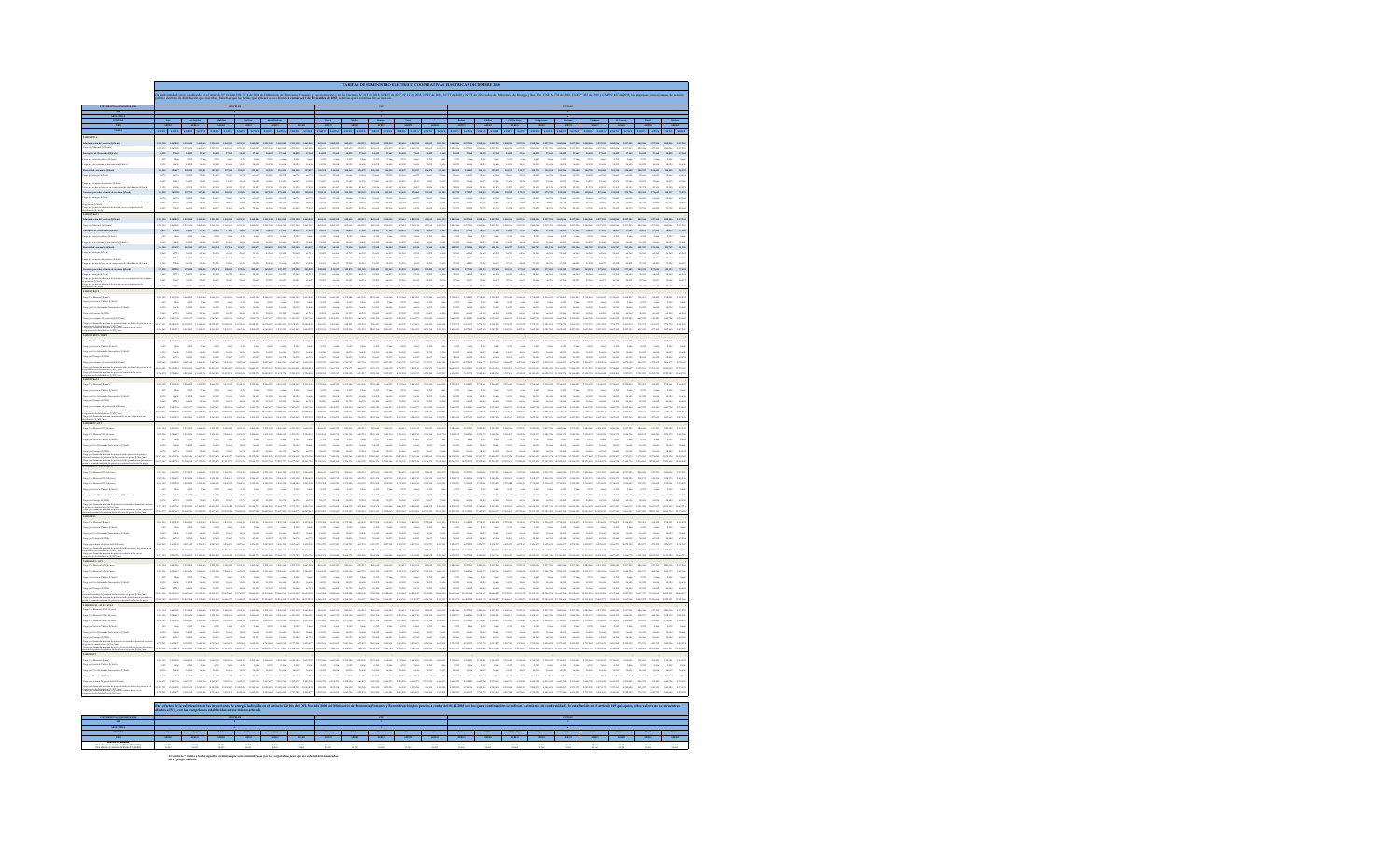|               |        | 121129 14040             |                              | 120.00 140.00                                   |                                                                         |              |                                                          |                                                                                                                                                                                                                                                                                                                                                                                                                                             | a was year.                     |                   |                 |                                            |        |              |                  |              |                                                                                               |        |                                                                                                                                                                                                                                                                                                                                                            |                 |              |                                                                                                                                                                                                                |                                  |                    |                                                                                               |                              |                                |               |             |                                                                                                                                                                      |                                                                                                                                                                                                                                                                                                                                |             |                                                                                                                                                                                                                                                                    |
|---------------|--------|--------------------------|------------------------------|-------------------------------------------------|-------------------------------------------------------------------------|--------------|----------------------------------------------------------|---------------------------------------------------------------------------------------------------------------------------------------------------------------------------------------------------------------------------------------------------------------------------------------------------------------------------------------------------------------------------------------------------------------------------------------------|---------------------------------|-------------------|-----------------|--------------------------------------------|--------|--------------|------------------|--------------|-----------------------------------------------------------------------------------------------|--------|------------------------------------------------------------------------------------------------------------------------------------------------------------------------------------------------------------------------------------------------------------------------------------------------------------------------------------------------------------|-----------------|--------------|----------------------------------------------------------------------------------------------------------------------------------------------------------------------------------------------------------------|----------------------------------|--------------------|-----------------------------------------------------------------------------------------------|------------------------------|--------------------------------|---------------|-------------|----------------------------------------------------------------------------------------------------------------------------------------------------------------------|--------------------------------------------------------------------------------------------------------------------------------------------------------------------------------------------------------------------------------------------------------------------------------------------------------------------------------|-------------|--------------------------------------------------------------------------------------------------------------------------------------------------------------------------------------------------------------------------------------------------------------------|
|               |        |                          |                              |                                                 |                                                                         |              |                                                          | $\mathbf{14.02} \qquad \mathbf{17.03} \qquad \mathbf{14.03} \qquad \mathbf{17.14} \qquad \mathbf{18.01} \qquad \mathbf{17.14} \qquad \mathbf{14.03} \qquad \mathbf{17.14} \qquad \mathbf{18.02} \qquad \mathbf{17.04} \qquad \mathbf{18.03} \qquad \mathbf{17.04} \qquad \mathbf{19.05} \qquad \mathbf{19.06} \qquad \mathbf{19.07} \qquad \mathbf{19.08} \qquad \mathbf{19.09} \q$                                                         |                                 |                   |                 |                                            |        |              |                  |              |                                                                                               |        | $14.03 \qquad 17.16 \qquad 16.03 \qquad 17.16 \qquad 14.03 \qquad 17.16 \qquad 16.03 \qquad 17.16 \qquad 17.16 \qquad 17.16$                                                                                                                                                                                                                               |                 |              |                                                                                                                                                                                                                |                                  |                    |                                                                                               |                              |                                |               |             |                                                                                                                                                                      | $11,03 \qquad 12,14 \qquad 14,03 \qquad 17,03 \qquad 14,03 \qquad 17,03 \qquad 14,03 \qquad 17,03 \qquad 14,03 \qquad 14,03 \qquad 17,03 \qquad 14,03 \qquad 17,04 \qquad 14,03 \qquad 17,04 \qquad 18,05 \qquad 17,06 \qquad 17,07 \qquad 18,08 \qquad 19,09 \qquad 19,01 \qquad 19,01 \qquad 19,02 \qquad 19,03 \qquad 19,0$ |             |                                                                                                                                                                                                                                                                    |
| <b>Matte</b>  | 14,4%  | 14,030                   | <b>SLAW</b>                  | 14,470                                          | <b>State</b>                                                            | 14,650       | <b>State</b>                                             | 14,020                                                                                                                                                                                                                                                                                                                                                                                                                                      | 10,4%<br>14,050                 |                   | same.           | $_{\rm 56,656}$                            | 14.680 | <b>State</b> | 14,650           | <b>State</b> | 14,070                                                                                        | 14,479 | <b>MAN</b><br>14,494                                                                                                                                                                                                                                                                                                                                       | 14,000          | <b>State</b> | $\frac{4392}{14430}$ $=$ $\frac{6368}{16480}$                                                                                                                                                                  | 14,050                           | 14,496             | same                                                                                          | $\frac{634}{1680}$<br>14,416 | 14,499                         | 14,000        | <b>SGAN</b> | 14450<br><b>MAN</b>                                                                                                                                                  | 14,050                                                                                                                                                                                                                                                                                                                         |             |                                                                                                                                                                                                                                                                    |
|               |        |                          |                              |                                                 |                                                                         |              |                                                          |                                                                                                                                                                                                                                                                                                                                                                                                                                             |                                 |                   |                 |                                            |        |              |                  |              |                                                                                               |        | $10074 \qquad 12076 \qquad 10076 \qquad 13072 \qquad 10076 \qquad 12076 \qquad 13276 \qquad 12247 \qquad 10075 \qquad 120765$                                                                                                                                                                                                                              |                 |              |                                                                                                                                                                                                                |                                  |                    |                                                                                               |                              |                                |               |             |                                                                                                                                                                      |                                                                                                                                                                                                                                                                                                                                |             |                                                                                                                                                                                                                                                                    |
| 14.042        |        |                          |                              |                                                 |                                                                         |              |                                                          |                                                                                                                                                                                                                                                                                                                                                                                                                                             |                                 |                   |                 |                                            |        |              |                  |              |                                                                                               |        | 1209 1210 1209 1210 1209 1210 1220 1230 1230 1230                                                                                                                                                                                                                                                                                                          |                 |              |                                                                                                                                                                                                                |                                  |                    |                                                                                               |                              |                                |               |             |                                                                                                                                                                      | 10,09 12,966 10,099 12,966 10,099 12,966 10,009 12,966 10,099 12,966 10,099 12,966 10,099 12,966 14,099 12,966                                                                                                                                                                                                                 |             |                                                                                                                                                                                                                                                                    |
|               |        |                          |                              |                                                 |                                                                         |              |                                                          |                                                                                                                                                                                                                                                                                                                                                                                                                                             |                                 |                   |                 |                                            |        |              |                  |              |                                                                                               |        |                                                                                                                                                                                                                                                                                                                                                            |                 |              |                                                                                                                                                                                                                |                                  |                    |                                                                                               |                              |                                |               |             |                                                                                                                                                                      |                                                                                                                                                                                                                                                                                                                                |             |                                                                                                                                                                                                                                                                    |
|               |        |                          |                              |                                                 |                                                                         |              |                                                          |                                                                                                                                                                                                                                                                                                                                                                                                                                             |                                 |                   |                 |                                            |        |              |                  |              |                                                                                               |        | $193,111 \qquad 143,201 \qquad 193,202 \qquad 143,203 \qquad 193,214 \qquad 143,211 \qquad 149,49 \qquad 179,201 \qquad 193,211 \qquad 143,201$                                                                                                                                                                                                            |                 |              |                                                                                                                                                                                                                |                                  |                    |                                                                                               |                              |                                |               |             |                                                                                                                                                                      |                                                                                                                                                                                                                                                                                                                                |             | 190917 17091                                                                                                                                                                                                                                                       |
|               | 66,771 | 19,393                   | 70,682                       | 39,403                                          | $70,007 - 33,728$                                                       |              | $65837 - 49,058$                                         |                                                                                                                                                                                                                                                                                                                                                                                                                                             | $90,338$ $-30,376$              |                   | 39,437<br>25762 | 20,000 20,626<br>$_{\rm 20,30}$ $-$ 20,261 |        | 70,954       | 39,643           |              | $70.051 \qquad 56,563 \qquad 46,033$                                                          |        | $30\, \mathrm{AU}$<br>74,96<br>$\begin{array}{ccccccccc} 2030 & -2030 & -2030 & -2030 & -2030 & -2030 & -2030 \end{array}$                                                                                                                                                                                                                                 | 38,429          |              | 49204 24449 49204<br>$_{\rm 21,799}$ $ _{\rm 25,89}$                                                                                                                                                           |                                  | $38,449$ $-49,394$ | $10,449 \qquad 49,754 \qquad 10,449 \qquad 49,754 \qquad$<br>$_{\rm 21,250}$ $ _{\rm 23,805}$ | $21,799$                     |                                | 26,429 49,334 |             | 55,449<br>49,334                                                                                                                                                     | 56,429 49,354                                                                                                                                                                                                                                                                                                                  |             |                                                                                                                                                                                                                                                                    |
|               |        |                          | 7590 6420 7580               | <b>MATT</b>                                     | 24.00 44.234                                                            |              | TAXABLE .                                                | 0.256                                                                                                                                                                                                                                                                                                                                                                                                                                       | 75,544<br>cum.                  | 71.89             | eners           | state state                                |        |              | stime even stime |              | men stess                                                                                     |        | $-22.014$<br>man.                                                                                                                                                                                                                                                                                                                                          |                 | 43,620       | 2022 1020                                                                                                                                                                                                      |                                  | $70.774$ $ 87.241$ | 2000 6025 7026                                                                                |                              | 34,279                         | 2020 6399     |             | 76823<br>84.279                                                                                                                                                      |                                                                                                                                                                                                                                                                                                                                |             |                                                                                                                                                                                                                                                                    |
|               |        |                          |                              |                                                 |                                                                         |              |                                                          | 20139 144544 120139 14454 120139 144544 120139 144544 120139 144544 120139 144544                                                                                                                                                                                                                                                                                                                                                           |                                 |                   |                 |                                            |        |              |                  |              |                                                                                               |        | 44343 1240,022 MGAR 1240,022 MGAR 1240,022 MGAR 1240,022 MGAR 1240,022                                                                                                                                                                                                                                                                                     |                 |              |                                                                                                                                                                                                                |                                  |                    |                                                                                               |                              |                                |               |             |                                                                                                                                                                      |                                                                                                                                                                                                                                                                                                                                |             |                                                                                                                                                                                                                                                                    |
|               |        |                          |                              |                                                 |                                                                         |              |                                                          |                                                                                                                                                                                                                                                                                                                                                                                                                                             |                                 |                   |                 |                                            |        |              |                  |              |                                                                                               |        |                                                                                                                                                                                                                                                                                                                                                            |                 |              |                                                                                                                                                                                                                |                                  |                    |                                                                                               |                              |                                |               |             |                                                                                                                                                                      |                                                                                                                                                                                                                                                                                                                                |             |                                                                                                                                                                                                                                                                    |
|               |        |                          |                              |                                                 |                                                                         |              |                                                          | $\mathbf{u}_i(\mathbf{z}) = \mathbf{u}_i(\mathbf{z}) = \mathbf{u}_i(\mathbf{z}) = \mathbf{u}_i(\mathbf{z}) = \mathbf{u}_i(\mathbf{z}) = \mathbf{u}_i(\mathbf{z}) = \mathbf{u}_i(\mathbf{z}) = \mathbf{u}_i(\mathbf{z}) = \mathbf{u}_i(\mathbf{z}) = \mathbf{u}_i(\mathbf{z}) = \mathbf{u}_i(\mathbf{z}) = \mathbf{u}_i(\mathbf{z}) = \mathbf{u}_i(\mathbf{z}) = \mathbf{u}_i(\mathbf{z}) = \mathbf{u}_i(\mathbf{z}) = \mathbf{u}_i(\mathbf$ |                                 |                   |                 |                                            |        |              |                  |              |                                                                                               |        | $\mathbf{u}_i(\mathbf{z}) = \mathbf{v}_i(\mathbf{z}) = \mathbf{u}_i(\mathbf{z}) = \mathbf{v}_i(\mathbf{z}) = \mathbf{u}_i(\mathbf{z}) = \mathbf{v}_i(\mathbf{z}) = \mathbf{u}_i(\mathbf{z}) = \mathbf{u}_i(\mathbf{z}) = \mathbf{v}_i(\mathbf{z})$                                                                                                         |                 |              |                                                                                                                                                                                                                |                                  |                    |                                                                                               |                              |                                |               |             |                                                                                                                                                                      |                                                                                                                                                                                                                                                                                                                                |             |                                                                                                                                                                                                                                                                    |
| $\frac{1}{2}$ |        |                          |                              |                                                 |                                                                         |              |                                                          |                                                                                                                                                                                                                                                                                                                                                                                                                                             |                                 |                   | ines.           |                                            |        |              |                  |              | 244 429 430 430 430 430 430 430 430<br>1400 440 450 450 450 450 450 450 450                   |        | <b>Service</b>                                                                                                                                                                                                                                                                                                                                             |                 |              |                                                                                                                                                                                                                |                                  |                    |                                                                                               |                              |                                |               |             |                                                                                                                                                                      |                                                                                                                                                                                                                                                                                                                                |             |                                                                                                                                                                                                                                                                    |
|               |        |                          |                              |                                                 |                                                                         |              |                                                          | подав споре содав седан содав седан зависи своего сиров содав содав споре                                                                                                                                                                                                                                                                                                                                                                   |                                 |                   |                 |                                            |        |              |                  |              |                                                                                               |        | том чем том чем том чем том чем том том чем                                                                                                                                                                                                                                                                                                                |                 |              |                                                                                                                                                                                                                |                                  |                    |                                                                                               |                              |                                |               |             |                                                                                                                                                                      |                                                                                                                                                                                                                                                                                                                                |             |                                                                                                                                                                                                                                                                    |
| <b>SAMPLE</b> |        |                          |                              |                                                 |                                                                         |              |                                                          | 1780 1899 1780 1899 1780 1899 1780 1780 1899 1780 1899 1780                                                                                                                                                                                                                                                                                                                                                                                 | $\overline{\phantom{a}}$        |                   |                 |                                            |        |              |                  |              |                                                                                               |        | $1140 \qquad 1327 \qquad 1140 \qquad 1327 \qquad 1140 \qquad 1327 \qquad 1140 \qquad 1327 \qquad 1140 \qquad 11287$                                                                                                                                                                                                                                        |                 |              |                                                                                                                                                                                                                |                                  |                    |                                                                                               |                              |                                |               |             |                                                                                                                                                                      |                                                                                                                                                                                                                                                                                                                                |             |                                                                                                                                                                                                                                                                    |
|               |        | 45290                    |                              |                                                 |                                                                         |              |                                                          | 0.289                                                                                                                                                                                                                                                                                                                                                                                                                                       |                                 |                   |                 | <b>MARK</b>                                | 12.309 |              | 12,209           |              | 12.200                                                                                        |        |                                                                                                                                                                                                                                                                                                                                                            |                 |              | 37,326<br>sun.                                                                                                                                                                                                 |                                  | 44.471             |                                                                                               | 44421<br>77.326              | 44,421                         | 37.326        | 44421       | <b>ALAN</b>                                                                                                                                                          |                                                                                                                                                                                                                                                                                                                                |             |                                                                                                                                                                                                                                                                    |
|               |        |                          |                              |                                                 |                                                                         |              |                                                          |                                                                                                                                                                                                                                                                                                                                                                                                                                             |                                 |                   |                 |                                            |        |              |                  |              |                                                                                               |        | $103.68 \qquad 120.67 \qquad 103.68 \qquad 120.68 \qquad 103.64 \qquad 120.68 \qquad 00.28 \qquad 100.68 \qquad 105.68 \qquad 120.67$                                                                                                                                                                                                                      |                 |              |                                                                                                                                                                                                                |                                  |                    |                                                                                               |                              |                                |               |             |                                                                                                                                                                      |                                                                                                                                                                                                                                                                                                                                |             | нада стра нада стра нада стра стра нада стра нада стра нада стра нада стра нада стра нада стра                                                                                                                                                                     |
|               | 41711  | name.                    |                              |                                                 | 49,972                                                                  | <b>Chain</b> | 20129                                                    | guar.<br>$\label{eq:12} 2047 \qquad 2047 \qquad 2048 \qquad 2048 \qquad 2048 \qquad 2048 \qquad 2048 \qquad 2048 \qquad 2048 \qquad 2048 \qquad 2048$                                                                                                                                                                                                                                                                                       | \$1,000                         | $_{\rm{M}\mu\pi}$ |                 | man.                                       | and a  |              |                  | cours.       | 32.549                                                                                        |        | 44.406<br>$1336 \qquad 3636 \qquad 2336 \qquad 3636 \qquad 2336 \qquad 3636 \qquad 2336 \qquad 3636 \qquad 3636 \qquad 3636$                                                                                                                                                                                                                               |                 |              |                                                                                                                                                                                                                |                                  |                    |                                                                                               |                              |                                |               |             |                                                                                                                                                                      |                                                                                                                                                                                                                                                                                                                                |             | $1036 - 6389 - 1036 - 6089 - 1036 - 6089 - 1038 - 6089 - 1036 - 6089 - 1036 - 6089 - 1036 - 6089 - 1036 - 6089 - 1036 - 6089 - 1036 - 6089 - 1036 - 6089 - 1036 - 6089 - 1036 - 6089 - 1036 - 6089 - 1036 - 6089 - 1036 - 6089 - 1036 - 6089 - 1036 - 6089 - 1036$ |
|               |        |                          |                              |                                                 |                                                                         |              |                                                          |                                                                                                                                                                                                                                                                                                                                                                                                                                             |                                 |                   |                 |                                            |        |              |                  |              |                                                                                               |        |                                                                                                                                                                                                                                                                                                                                                            |                 |              |                                                                                                                                                                                                                |                                  |                    |                                                                                               |                              |                                |               |             |                                                                                                                                                                      |                                                                                                                                                                                                                                                                                                                                |             |                                                                                                                                                                                                                                                                    |
|               |        |                          |                              |                                                 |                                                                         |              |                                                          |                                                                                                                                                                                                                                                                                                                                                                                                                                             |                                 |                   |                 |                                            |        |              |                  |              |                                                                                               |        |                                                                                                                                                                                                                                                                                                                                                            |                 |              |                                                                                                                                                                                                                |                                  |                    |                                                                                               |                              |                                |               |             |                                                                                                                                                                      |                                                                                                                                                                                                                                                                                                                                |             |                                                                                                                                                                                                                                                                    |
|               |        |                          |                              |                                                 |                                                                         |              |                                                          | (COT DESERT ONTER PERSO DESERT DEEDS ONTER PERSON DESERT DEEDS DEEDS DEEDS                                                                                                                                                                                                                                                                                                                                                                  |                                 |                   |                 |                                            |        |              |                  |              |                                                                                               |        |                                                                                                                                                                                                                                                                                                                                                            |                 |              |                                                                                                                                                                                                                |                                  |                    |                                                                                               |                              |                                | 444 430       |             |                                                                                                                                                                      | FOR TEMPER SEARCH SEARCH SEARCH SEARCH SEARCH SEARCH SEARCH SEARCH SEARCH SEARCH SEARCH SEARCH SEARCH SEARCH SEARCH                                                                                                                                                                                                            |             |                                                                                                                                                                                                                                                                    |
| 14,050        |        |                          |                              |                                                 |                                                                         |              |                                                          |                                                                                                                                                                                                                                                                                                                                                                                                                                             |                                 |                   |                 |                                            |        |              |                  |              |                                                                                               |        | 1400 Sum 1400 Sum 1400 Sum 1400 Sum 1400 Sum                                                                                                                                                                                                                                                                                                               |                 |              |                                                                                                                                                                                                                |                                  |                    |                                                                                               |                              |                                |               |             |                                                                                                                                                                      | 14,000 Series 14,000 Series 14,000 Series 14,000 Series 14,000 Series 14,000 Series 14,000 Series 14,000 Series                                                                                                                                                                                                                |             |                                                                                                                                                                                                                                                                    |
|               |        |                          |                              |                                                 | $63733 \qquad 14870 \qquad 6336 \qquad 54873 \qquad 63372 \qquad 49689$ |              | 20120 45340                                              |                                                                                                                                                                                                                                                                                                                                                                                                                                             | $10,000$ $11,000$ $61,710$      |                   |                 | $0.48 - 0.76$                              |        |              |                  |              | 32,549 42,554                                                                                 |        | $10,80$ $-40,40$<br>mage equate mage equate reques equate equate equate equate                                                                                                                                                                                                                                                                             |                 |              |                                                                                                                                                                                                                |                                  |                    | Sales sales sales sales                                                                       |                              |                                | 1430 4410     |             |                                                                                                                                                                      |                                                                                                                                                                                                                                                                                                                                |             |                                                                                                                                                                                                                                                                    |
|               |        |                          |                              |                                                 |                                                                         |              |                                                          | ENET ISSUED LESTERT ISSUED MERCET ISSUED METURE ISSUED MERCET ISSUED MENTET ISSUED                                                                                                                                                                                                                                                                                                                                                          |                                 |                   |                 |                                            |        |              |                  |              |                                                                                               |        | 49,000 1.00,440 496,000 1.00,440 496,000 1.00,440 496,000 1.00,450 1.00,440                                                                                                                                                                                                                                                                                |                 |              |                                                                                                                                                                                                                |                                  |                    |                                                                                               |                              |                                |               |             |                                                                                                                                                                      |                                                                                                                                                                                                                                                                                                                                |             |                                                                                                                                                                                                                                                                    |
|               |        |                          |                              |                                                 |                                                                         |              |                                                          | Must seven enger seven enger seven enger enger seven seven enger seven                                                                                                                                                                                                                                                                                                                                                                      |                                 |                   |                 |                                            |        |              |                  |              |                                                                                               |        |                                                                                                                                                                                                                                                                                                                                                            |                 |              |                                                                                                                                                                                                                |                                  |                    |                                                                                               |                              |                                |               |             |                                                                                                                                                                      | THE REPORT THE REPORT THE REPORT THE REPORT THE REPORT THE REPORT THE REPORT THE REPORT THE REPORT THE REPORT                                                                                                                                                                                                                  |             | $3463943 = 43650$                                                                                                                                                                                                                                                  |
| CHLANK        |        |                          |                              |                                                 |                                                                         |              |                                                          | 343390 3364391 343390 3366391 343390 3364391 343390 3364391 3454391 3464391                                                                                                                                                                                                                                                                                                                                                                 |                                 |                   |                 |                                            |        |              |                  |              |                                                                                               |        | 22036 1430/09 1220,06 1430/09 1221,066 1430/09 1220,06 1430/09 1220,06 1430/09                                                                                                                                                                                                                                                                             |                 |              |                                                                                                                                                                                                                |                                  |                    |                                                                                               |                              |                                |               |             |                                                                                                                                                                      | THE START START START START START START START START START START START START START START START START                                                                                                                                                                                                                            |             |                                                                                                                                                                                                                                                                    |
|               |        |                          |                              |                                                 |                                                                         |              |                                                          |                                                                                                                                                                                                                                                                                                                                                                                                                                             |                                 |                   |                 |                                            |        |              |                  |              |                                                                                               |        | $0.92 \qquad 0.06 \qquad 0.93 \qquad 0.06 \qquad 0.06 \qquad 0.06 \qquad 0.06 \qquad 0.06 \qquad 0.06 \qquad 0.06 \qquad 0.06$                                                                                                                                                                                                                             |                 |              |                                                                                                                                                                                                                |                                  |                    |                                                                                               |                              |                                |               |             |                                                                                                                                                                      |                                                                                                                                                                                                                                                                                                                                |             |                                                                                                                                                                                                                                                                    |
| same.         |        |                          | $_{667\%}$ $-$ 1630 $-$ 2660 |                                                 |                                                                         |              |                                                          | $1609 = 1409 = 1609 = 1609 = 1609 = 1409 = 1609 = 1609 = 1609 = 1409 = 160$<br>39,400 70,607 33,728 63,937 49,607 56,378 56,879 66,73                                                                                                                                                                                                                                                                                                       |                                 |                   |                 |                                            |        |              |                  |              |                                                                                               |        | $14232-3438-34238-34238-34238-34238-34038-34238-34238-34238-34238\\ 39427-21438-34238-34238-34238-34238-34238-34238-34238-34238-34238-34238-34238-34238-34238-34238-34238-34238-34238-34238-34238-34238-34238-34238-34238-3423$                                                                                                                            |                 |              |                                                                                                                                                                                                                |                                  |                    |                                                                                               |                              |                                |               |             |                                                                                                                                                                      |                                                                                                                                                                                                                                                                                                                                |             |                                                                                                                                                                                                                                                                    |
| MADE          |        |                          |                              |                                                 |                                                                         |              |                                                          |                                                                                                                                                                                                                                                                                                                                                                                                                                             |                                 |                   |                 |                                            |        |              |                  |              |                                                                                               |        |                                                                                                                                                                                                                                                                                                                                                            |                 |              |                                                                                                                                                                                                                |                                  |                    |                                                                                               |                              |                                |               |             |                                                                                                                                                                      |                                                                                                                                                                                                                                                                                                                                |             |                                                                                                                                                                                                                                                                    |
|               |        |                          |                              |                                                 |                                                                         |              |                                                          | MUAL 222MUAL 2070A00 24MP/AL 2070A30 24ML/83 2070A33 24ML/83 2070A33 24ML/83 24ML/43 222ML/                                                                                                                                                                                                                                                                                                                                                 |                                 |                   |                 |                                            |        |              |                  |              |                                                                                               |        |                                                                                                                                                                                                                                                                                                                                                            |                 |              |                                                                                                                                                                                                                |                                  |                    |                                                                                               |                              |                                |               |             |                                                                                                                                                                      | 149301 1420302 0132300 154030 154030 1557501 1547335 246030 253350 175030 133350 1750300 253040 253040 154031 175031                                                                                                                                                                                                           |             |                                                                                                                                                                                                                                                                    |
|               |        |                          |                              |                                                 |                                                                         |              |                                                          | UNLEY 2724,000 MANUSO ILAMUTS MANUSO ILANUTA MANUSO ILANUTA MANUSO ILANUTA 224,479 2724,00                                                                                                                                                                                                                                                                                                                                                  |                                 |                   |                 |                                            |        |              |                  |              |                                                                                               |        |                                                                                                                                                                                                                                                                                                                                                            |                 |              |                                                                                                                                                                                                                |                                  |                    |                                                                                               |                              |                                |               |             | ATOMS TIRUTZ SNOVNO AMPLIN SPOLIO ATOMS SERVICE SUBURS ILMACIN SEMUNA ISMAZIN SEMUNA IENEUT ILINGUSI                                                                 |                                                                                                                                                                                                                                                                                                                                |             |                                                                                                                                                                                                                                                                    |
|               |        |                          |                              |                                                 |                                                                         |              |                                                          | NAJPO ZASLINO ZANAJE ZASLINO ZANAJE ZASLINO ZANAJE ZASLINO ZANAJE ZANAJE                                                                                                                                                                                                                                                                                                                                                                    |                                 |                   |                 |                                            |        |              |                  |              |                                                                                               |        | 2703N 1430PB 12703N 1450PB 12703N 1450PB 12703N 1450PB 12703N 1450P                                                                                                                                                                                                                                                                                        |                 |              | 1714/01 1214/22 1714/01 1214/22 1714/01 1214/22 1714/01 1214/23 1714/01 1714/01 1214/01 1214/01 1214/01                                                                                                        |                                  |                    |                                                                                               |                              |                                |               |             |                                                                                                                                                                      |                                                                                                                                                                                                                                                                                                                                |             |                                                                                                                                                                                                                                                                    |
|               |        |                          |                              |                                                 |                                                                         |              |                                                          |                                                                                                                                                                                                                                                                                                                                                                                                                                             |                                 |                   |                 |                                            |        |              |                  |              |                                                                                               |        |                                                                                                                                                                                                                                                                                                                                                            |                 |              |                                                                                                                                                                                                                |                                  |                    |                                                                                               |                              |                                |               |             |                                                                                                                                                                      |                                                                                                                                                                                                                                                                                                                                |             |                                                                                                                                                                                                                                                                    |
| 14.004        |        |                          |                              |                                                 |                                                                         |              |                                                          | 11.800 01.713 24.950 01.300 04.950 03.723 09.090 25.239 03.090 01.090 01.000 01.713                                                                                                                                                                                                                                                                                                                                                         |                                 |                   |                 |                                            |        |              |                  |              |                                                                                               |        | $1429 \qquad 368 \qquad 1429 \qquad 1689 \qquad 1429 \qquad 1429 \qquad 1689 \qquad 1429 \qquad 1689 \qquad 1429 \qquad 1689$                                                                                                                                                                                                                              |                 |              |                                                                                                                                                                                                                |                                  |                    |                                                                                               |                              |                                |               |             |                                                                                                                                                                      | 14,000 Sunt 14,000 Sunt 14,000 Sunt 14,000 Sunt 14,000 Sunt 14,000 Sunt 14,000 Sunt 14,000 Sunt 14,000                                                                                                                                                                                                                         |             |                                                                                                                                                                                                                                                                    |
|               |        |                          |                              |                                                 |                                                                         |              |                                                          | 186326 134267 186326 134267 186326 134267 186326 134267 186326 134267 18632                                                                                                                                                                                                                                                                                                                                                                 |                                 |                   |                 |                                            |        |              |                  |              |                                                                                               |        |                                                                                                                                                                                                                                                                                                                                                            |                 |              |                                                                                                                                                                                                                |                                  |                    |                                                                                               |                              |                                |               |             |                                                                                                                                                                      |                                                                                                                                                                                                                                                                                                                                |             |                                                                                                                                                                                                                                                                    |
|               |        |                          |                              |                                                 | conta nanno contat nanno contat nanno contat nan                        |              |                                                          |                                                                                                                                                                                                                                                                                                                                                                                                                                             |                                 |                   |                 |                                            |        |              |                  |              |                                                                                               |        |                                                                                                                                                                                                                                                                                                                                                            |                 |              | method rester method nedus netter rand                                                                                                                                                                         |                                  |                    |                                                                                               |                              |                                |               |             | techno gener metho, gener model gener metho, gener                                                                                                                   | THEN SERVE THEN SERVE CHANN THEN THEN THEN SERVE THEN SERVE THEN SERVE THEN SERVE THEN SERVE                                                                                                                                                                                                                                   |             |                                                                                                                                                                                                                                                                    |
|               |        |                          |                              |                                                 |                                                                         |              |                                                          |                                                                                                                                                                                                                                                                                                                                                                                                                                             |                                 |                   |                 |                                            |        |              |                  |              |                                                                                               |        |                                                                                                                                                                                                                                                                                                                                                            |                 |              |                                                                                                                                                                                                                |                                  |                    |                                                                                               |                              |                                |               |             |                                                                                                                                                                      |                                                                                                                                                                                                                                                                                                                                |             |                                                                                                                                                                                                                                                                    |
|               |        |                          |                              |                                                 |                                                                         |              |                                                          | 20120 140300 120120 14040 12030 14030 12030 14030 12030 12030 12030 12030 1404                                                                                                                                                                                                                                                                                                                                                              |                                 |                   |                 |                                            |        |              |                  |              | DEANS FIRST COURS FIRST FIRST EXAMPLE FIRST FIRST                                             |        | <b>M2400 1200202</b>                                                                                                                                                                                                                                                                                                                                       |                 |              |                                                                                                                                                                                                                |                                  |                    |                                                                                               |                              |                                |               |             |                                                                                                                                                                      | 188046 227228 186046 227228 188046 227238 188046 227238 188046 227238 188046 227238 188046 227238                                                                                                                                                                                                                              |             |                                                                                                                                                                                                                                                                    |
|               |        |                          |                              |                                                 |                                                                         |              |                                                          |                                                                                                                                                                                                                                                                                                                                                                                                                                             |                                 |                   |                 |                                            |        |              |                  |              |                                                                                               |        | $0.92 \qquad 0.44 \qquad 0.92 \qquad 0.44 \qquad 0.92 \qquad 0.44 \qquad 0.93 \qquad 0.44 \qquad 0.92 \qquad 0.44 \qquad 0.93 \qquad 0.44$                                                                                                                                                                                                                 |                 |              |                                                                                                                                                                                                                |                                  |                    |                                                                                               |                              |                                |               |             |                                                                                                                                                                      |                                                                                                                                                                                                                                                                                                                                |             |                                                                                                                                                                                                                                                                    |
|               |        |                          |                              |                                                 |                                                                         |              |                                                          | 14,000 burns 14,000 burns 14,000 burns 14,000 burns 14,000 burns 14,000 burns                                                                                                                                                                                                                                                                                                                                                               |                                 |                   |                 |                                            |        |              |                  |              |                                                                                               |        |                                                                                                                                                                                                                                                                                                                                                            |                 |              |                                                                                                                                                                                                                |                                  |                    |                                                                                               |                              |                                |               |             |                                                                                                                                                                      | 1420 Som 1420 Som 1420 Som 1420 Som 1420 Som 1420 Som 1420 Som 1420 Som 1420 Som 1420                                                                                                                                                                                                                                          |             | 14,4%                                                                                                                                                                                                                                                              |
|               |        |                          |                              |                                                 |                                                                         |              |                                                          |                                                                                                                                                                                                                                                                                                                                                                                                                                             |                                 |                   |                 |                                            |        |              |                  |              |                                                                                               |        |                                                                                                                                                                                                                                                                                                                                                            |                 |              |                                                                                                                                                                                                                |                                  |                    |                                                                                               |                              |                                |               |             |                                                                                                                                                                      |                                                                                                                                                                                                                                                                                                                                |             |                                                                                                                                                                                                                                                                    |
|               |        |                          |                              |                                                 |                                                                         |              |                                                          |                                                                                                                                                                                                                                                                                                                                                                                                                                             |                                 |                   |                 |                                            |        |              |                  |              | auto masue masure masue masure masue masure masue                                             |        |                                                                                                                                                                                                                                                                                                                                                            |                 |              |                                                                                                                                                                                                                |                                  |                    |                                                                                               |                              |                                |               |             |                                                                                                                                                                      |                                                                                                                                                                                                                                                                                                                                |             |                                                                                                                                                                                                                                                                    |
|               |        |                          |                              |                                                 |                                                                         |              |                                                          |                                                                                                                                                                                                                                                                                                                                                                                                                                             |                                 |                   |                 |                                            |        |              |                  |              |                                                                                               |        |                                                                                                                                                                                                                                                                                                                                                            |                 |              |                                                                                                                                                                                                                |                                  |                    |                                                                                               |                              |                                |               |             |                                                                                                                                                                      |                                                                                                                                                                                                                                                                                                                                |             |                                                                                                                                                                                                                                                                    |
|               |        |                          |                              |                                                 |                                                                         |              |                                                          | 421824 2246419 1421304 2246429 1421304 2246449 1421304 2246419 1421304 224641 1421304 22464                                                                                                                                                                                                                                                                                                                                                 |                                 |                   |                 |                                            |        |              |                  |              |                                                                                               |        | .<br>In the country and the country of the country of the country in the country of the country in the country of the country of the country of the country of the country of the country of the country of the country of the co                                                                                                                          |                 |              |                                                                                                                                                                                                                |                                  |                    |                                                                                               |                              |                                |               |             |                                                                                                                                                                      | ATLANT TORLES EMAILY TORLES ENGINE TERMIN TORLES ATLANT TORLES ACCUAN TORLES TORLES EMAILY SELECT TORLES                                                                                                                                                                                                                       |             |                                                                                                                                                                                                                                                                    |
|               |        |                          |                              |                                                 |                                                                         |              |                                                          | NUM 12009 INUM 12009 INUM 12009 INUM 12009 INUM 12009 INUM 1200                                                                                                                                                                                                                                                                                                                                                                             |                                 |                   |                 |                                            |        |              |                  |              |                                                                                               |        |                                                                                                                                                                                                                                                                                                                                                            |                 |              |                                                                                                                                                                                                                |                                  |                    |                                                                                               |                              |                                |               |             |                                                                                                                                                                      |                                                                                                                                                                                                                                                                                                                                |             |                                                                                                                                                                                                                                                                    |
|               |        |                          |                              |                                                 |                                                                         |              |                                                          | $\text{1.593} \qquad \text{1.592} \qquad \text{1.593} \qquad \text{1.593} \qquad \text{1.594} \qquad \text{1.594} \qquad \text{1.592} \qquad \text{1.595} \qquad \text{1.596} \qquad \text{1.596} \qquad \text{1.596}$                                                                                                                                                                                                                      |                                 |                   |                 |                                            |        |              |                  |              |                                                                                               |        |                                                                                                                                                                                                                                                                                                                                                            |                 |              | $0.91 \qquad 0.04 \qquad 0.04 \qquad 0.04 \qquad 0.93 \qquad 0.04 \qquad 0.04 \qquad 0.04 \qquad 0.04 \qquad 0.04 \qquad 0.04 \qquad 0.04 \qquad 0.04$                                                         |                                  |                    |                                                                                               |                              |                                |               |             |                                                                                                                                                                      |                                                                                                                                                                                                                                                                                                                                |             | $-0.992 \qquad 0.60 \qquad 0.992 \qquad 0.60 \qquad 0.992 \qquad 0.606$                                                                                                                                                                                            |
| same.         |        | $667\%$ $ 165\%$ $ 7660$ |                              | 39,403                                          |                                                                         |              |                                                          | $\label{eq:10} 20.67 \qquad 20.728 \qquad 40.97 \qquad 40.67 \qquad 30.78 \qquad 50.78 \qquad 60.76$                                                                                                                                                                                                                                                                                                                                        |                                 |                   |                 |                                            |        |              |                  |              |                                                                                               |        | $\label{eq:10} 19.67 \qquad 20.66 \qquad 19.63 \qquad 20.64 \qquad 19.63 \qquad 20.65 \qquad 30.66 \qquad 60.63 \qquad 19.67 \qquad 20.66$                                                                                                                                                                                                                 |                 |              |                                                                                                                                                                                                                |                                  |                    |                                                                                               |                              |                                |               |             | 14,000 blums 14,000 blums 14,000 blums 14,000 blums 14,000 blums 14,000 blums 14,000 blums 14,000<br>NAP FON SAP FON MAP FON SAP FON SAP FON SAP FON SAP FON SAP FON | 20,429 09,004                                                                                                                                                                                                                                                                                                                  | 14,4% 14,0% | 14,4%<br>39,449                                                                                                                                                                                                                                                    |
|               |        |                          |                              |                                                 |                                                                         |              |                                                          |                                                                                                                                                                                                                                                                                                                                                                                                                                             |                                 |                   |                 |                                            |        |              |                  |              |                                                                                               |        | NAMES FOR AN OUTLINE ARREST MARINE SERVER MARINE SERVER MODEL                                                                                                                                                                                                                                                                                              |                 |              |                                                                                                                                                                                                                |                                  |                    |                                                                                               |                              |                                |               |             |                                                                                                                                                                      |                                                                                                                                                                                                                                                                                                                                |             | .<br>Парты татры алары антун авады авары алары ознуль ознун панды панды панды панды осуул ознул пантун пенчен панд                                                                                                                                                 |
|               |        |                          |                              | 24947441 24474721 24730,076 24417,470 24240,009 |                                                                         |              |                                                          |                                                                                                                                                                                                                                                                                                                                                                                                                                             |                                 |                   |                 |                                            |        |              |                  |              |                                                                                               |        |                                                                                                                                                                                                                                                                                                                                                            |                 |              |                                                                                                                                                                                                                |                                  |                    | 19331,141                                                                                     |                              |                                |               |             |                                                                                                                                                                      |                                                                                                                                                                                                                                                                                                                                |             |                                                                                                                                                                                                                                                                    |
|               |        |                          |                              |                                                 |                                                                         |              |                                                          |                                                                                                                                                                                                                                                                                                                                                                                                                                             |                                 |                   |                 |                                            |        |              |                  |              |                                                                                               |        |                                                                                                                                                                                                                                                                                                                                                            |                 |              |                                                                                                                                                                                                                |                                  |                    |                                                                                               |                              |                                |               |             |                                                                                                                                                                      |                                                                                                                                                                                                                                                                                                                                |             |                                                                                                                                                                                                                                                                    |
|               |        |                          |                              |                                                 |                                                                         |              | $1699 = 1670 = 1699 = 1670 = 1699 = 1670 = 1670 = 1670.$ |                                                                                                                                                                                                                                                                                                                                                                                                                                             | $10.09\,$ $ 14.09\,$ $ 10.09\,$ |                   |                 |                                            |        |              |                  |              |                                                                                               |        | $4281 \qquad 448 \qquad 428 \qquad 438 \qquad 428 \qquad 428 \qquad 448 \qquad 428 \qquad 448 \qquad 428 \qquad 448 \qquad 448 \qquad 448 \qquad 448 \qquad 448 \qquad 448 \qquad 448 \qquad 448 \qquad 448 \qquad 448 \qquad 448 \qquad 448 \qquad 448 \qquad 448 \qquad 448 \qquad 448 \qquad 448 \qquad 448 \qquad 448 \qquad 448 \qquad 448 \qquad 44$ |                 |              |                                                                                                                                                                                                                |                                  |                    |                                                                                               |                              |                                |               |             |                                                                                                                                                                      | $1409 - 1688 = 1409 - 1688 = 1409. \label{eq:18}$                                                                                                                                                                                                                                                                              |             | אחלים ממדין אחלים במדינה ממדי האחלים ממדינה אחיים מדינה מדינה ביותר שיירה ביותר במדינה ביותר בלי ביותר במדינה<br>אחלים ממדי לאחר באמר מאים מאים לאחר הייתה לאחר להם לא הייתה מאינה לאחר מדינה להם לאחר לאחר ממדינה אחיים ממדינה<br>                                |
|               |        |                          |                              | 1405 4470 1434 7440 7440 7440                   |                                                                         |              |                                                          |                                                                                                                                                                                                                                                                                                                                                                                                                                             |                                 |                   |                 |                                            |        |              |                  |              |                                                                                               |        | that they man had they real that had sell man they                                                                                                                                                                                                                                                                                                         |                 |              | $\label{eq:10} 0.40\qquad \  \  0.01\qquad \  \  0.40\qquad \  \  0.01\qquad \  \  0.40\qquad \  0.01\qquad \  0.04\qquad \  0.01\qquad \  0.01\qquad \  0.02\qquad \  0.03\qquad \  0.04\qquad \  0.04\qquad$ |                                  |                    |                                                                                               |                              |                                |               |             |                                                                                                                                                                      |                                                                                                                                                                                                                                                                                                                                |             |                                                                                                                                                                                                                                                                    |
|               |        |                          |                              |                                                 |                                                                         |              |                                                          |                                                                                                                                                                                                                                                                                                                                                                                                                                             |                                 |                   |                 |                                            |        |              |                  |              |                                                                                               |        |                                                                                                                                                                                                                                                                                                                                                            |                 |              |                                                                                                                                                                                                                |                                  |                    |                                                                                               |                              |                                |               |             |                                                                                                                                                                      |                                                                                                                                                                                                                                                                                                                                |             |                                                                                                                                                                                                                                                                    |
|               |        |                          |                              |                                                 |                                                                         |              |                                                          |                                                                                                                                                                                                                                                                                                                                                                                                                                             |                                 |                   |                 |                                            |        |              |                  |              |                                                                                               |        |                                                                                                                                                                                                                                                                                                                                                            |                 |              |                                                                                                                                                                                                                |                                  |                    |                                                                                               |                              |                                |               |             |                                                                                                                                                                      |                                                                                                                                                                                                                                                                                                                                |             |                                                                                                                                                                                                                                                                    |
|               |        |                          |                              |                                                 |                                                                         |              |                                                          |                                                                                                                                                                                                                                                                                                                                                                                                                                             |                                 |                   |                 |                                            |        |              |                  |              |                                                                                               |        |                                                                                                                                                                                                                                                                                                                                                            |                 |              |                                                                                                                                                                                                                |                                  |                    |                                                                                               |                              |                                |               |             |                                                                                                                                                                      |                                                                                                                                                                                                                                                                                                                                |             |                                                                                                                                                                                                                                                                    |
|               |        |                          |                              |                                                 |                                                                         |              |                                                          |                                                                                                                                                                                                                                                                                                                                                                                                                                             |                                 |                   |                 |                                            |        |              |                  |              |                                                                                               |        |                                                                                                                                                                                                                                                                                                                                                            |                 |              |                                                                                                                                                                                                                |                                  |                    |                                                                                               |                              |                                |               |             |                                                                                                                                                                      |                                                                                                                                                                                                                                                                                                                                |             |                                                                                                                                                                                                                                                                    |
|               |        |                          |                              |                                                 |                                                                         |              |                                                          |                                                                                                                                                                                                                                                                                                                                                                                                                                             |                                 |                   |                 |                                            |        |              |                  |              |                                                                                               |        |                                                                                                                                                                                                                                                                                                                                                            |                 |              |                                                                                                                                                                                                                |                                  |                    |                                                                                               |                              |                                |               |             |                                                                                                                                                                      |                                                                                                                                                                                                                                                                                                                                |             |                                                                                                                                                                                                                                                                    |
|               |        |                          |                              |                                                 |                                                                         |              |                                                          | $1420\qquad 1420\qquad 1420\qquad 1420\qquad 1420\qquad 1420\qquad 1420\qquad 1420\qquad 1420\qquad 1420\qquad 1420$                                                                                                                                                                                                                                                                                                                        |                                 | <b>Start</b>      |                 |                                            |        |              |                  |              |                                                                                               |        | $1470 \qquad 1670 \qquad 1470 \qquad 1670 \qquad 1470 \qquad 1670 \qquad 1470 \qquad 1670 \qquad 1670 \qquad 1670 \qquad 1670$                                                                                                                                                                                                                             |                 |              |                                                                                                                                                                                                                |                                  |                    |                                                                                               |                              |                                |               |             |                                                                                                                                                                      |                                                                                                                                                                                                                                                                                                                                |             |                                                                                                                                                                                                                                                                    |
|               |        |                          |                              |                                                 |                                                                         |              |                                                          | 11.800 41.711 14.930 45.500 54.930 45.972 45.600 95.270 45.500 55.800 45.720 45.730                                                                                                                                                                                                                                                                                                                                                         |                                 |                   |                 |                                            |        |              |                  |              |                                                                                               |        |                                                                                                                                                                                                                                                                                                                                                            |                 |              |                                                                                                                                                                                                                |                                  |                    |                                                                                               |                              |                                |               |             |                                                                                                                                                                      | 1630 6430 1630 6430 1630 6430 1630 6430 6430 1630 6430 1630 6430 6530 6530 1630 1630 1630                                                                                                                                                                                                                                      |             |                                                                                                                                                                                                                                                                    |
|               |        |                          |                              |                                                 |                                                                         |              |                                                          |                                                                                                                                                                                                                                                                                                                                                                                                                                             |                                 |                   |                 |                                            |        |              |                  |              | KNOW AWAS KNOW AWAS KNOW AWAS KNOW                                                            |        |                                                                                                                                                                                                                                                                                                                                                            |                 |              |                                                                                                                                                                                                                |                                  |                    |                                                                                               |                              |                                |               |             |                                                                                                                                                                      |                                                                                                                                                                                                                                                                                                                                |             |                                                                                                                                                                                                                                                                    |
|               |        |                          |                              |                                                 |                                                                         |              |                                                          |                                                                                                                                                                                                                                                                                                                                                                                                                                             |                                 |                   |                 |                                            |        |              |                  |              |                                                                                               |        |                                                                                                                                                                                                                                                                                                                                                            |                 |              |                                                                                                                                                                                                                |                                  |                    |                                                                                               |                              |                                |               |             |                                                                                                                                                                      |                                                                                                                                                                                                                                                                                                                                |             |                                                                                                                                                                                                                                                                    |
|               |        |                          |                              |                                                 | 2012年 1445年 12013年 1445年 12513年 1445年 12513年                            |              |                                                          |                                                                                                                                                                                                                                                                                                                                                                                                                                             |                                 |                   |                 |                                            |        |              |                  |              |                                                                                               |        |                                                                                                                                                                                                                                                                                                                                                            |                 |              |                                                                                                                                                                                                                |                                  |                    | 2356171 304129 2356171 304128 2356171 304129                                                  |                              |                                |               |             |                                                                                                                                                                      |                                                                                                                                                                                                                                                                                                                                |             |                                                                                                                                                                                                                                                                    |
|               |        |                          |                              |                                                 |                                                                         |              |                                                          | ALLES SECURE PRESS DELEN DELEN PRESS PRESS PRESS DELL'AN DELL' PRESSO DELL' PERSO                                                                                                                                                                                                                                                                                                                                                           |                                 |                   |                 |                                            |        |              |                  |              |                                                                                               |        |                                                                                                                                                                                                                                                                                                                                                            |                 |              |                                                                                                                                                                                                                |                                  |                    |                                                                                               |                              |                                |               |             |                                                                                                                                                                      |                                                                                                                                                                                                                                                                                                                                |             |                                                                                                                                                                                                                                                                    |
| same.         |        |                          |                              |                                                 |                                                                         |              |                                                          |                                                                                                                                                                                                                                                                                                                                                                                                                                             |                                 | 16.65             | 14000           |                                            |        |              |                  |              |                                                                                               |        | 020 034 020 034 020 034 035 036 036 037 038                                                                                                                                                                                                                                                                                                                |                 |              |                                                                                                                                                                                                                |                                  |                    |                                                                                               |                              |                                |               |             | 14430<br><b>MAN</b>                                                                                                                                                  | 14,032                                                                                                                                                                                                                                                                                                                         | 14,454      | 4240 GM 4240 GM 4240 GM 4240 GM 4240 GM 4240 GM 4240 GM 4240 GM 4240 GM 4240 GM 4240 GM                                                                                                                                                                            |
|               |        |                          |                              |                                                 |                                                                         |              |                                                          | 31,000 62,733 14,030 63,300 54,030 63,972 43,000 53,200 43,300 53,000 53,000                                                                                                                                                                                                                                                                                                                                                                |                                 | $-4171$           |                 |                                            |        |              |                  |              |                                                                                               |        |                                                                                                                                                                                                                                                                                                                                                            |                 |              | $16300\qquad 6300\qquad 53200\qquad 6300\qquad 5320\qquad 6300\qquad 53200\qquad 6300\qquad 5320\qquad 6300\qquad$                                                                                             |                                  |                    |                                                                                               |                              |                                | 14,340 64,549 |             | 54240 64249                                                                                                                                                          | 54,360 64,569                                                                                                                                                                                                                                                                                                                  |             |                                                                                                                                                                                                                                                                    |
|               |        |                          |                              |                                                 |                                                                         |              |                                                          |                                                                                                                                                                                                                                                                                                                                                                                                                                             |                                 |                   |                 |                                            |        |              |                  |              |                                                                                               |        |                                                                                                                                                                                                                                                                                                                                                            |                 |              |                                                                                                                                                                                                                |                                  |                    |                                                                                               |                              |                                |               |             |                                                                                                                                                                      |                                                                                                                                                                                                                                                                                                                                |             |                                                                                                                                                                                                                                                                    |
|               |        |                          |                              |                                                 |                                                                         |              |                                                          | TODAY NAUNH TOWAR NAMES TO THE RESIST TO BE NAMED TO BE                                                                                                                                                                                                                                                                                                                                                                                     |                                 |                   |                 |                                            |        |              |                  |              | $7246789 \quad 4185329 \quad 7266789 \quad 4185329 \quad 7266789 \quad 4185329 \quad 7266789$ |        | 726,50                                                                                                                                                                                                                                                                                                                                                     |                 |              |                                                                                                                                                                                                                | testing counter resident control |                    |                                                                                               |                              | measure meeting memory meeting |               |             |                                                                                                                                                                      |                                                                                                                                                                                                                                                                                                                                |             |                                                                                                                                                                                                                                                                    |
|               |        |                          |                              |                                                 |                                                                         |              |                                                          |                                                                                                                                                                                                                                                                                                                                                                                                                                             |                                 |                   |                 |                                            |        |              |                  |              |                                                                                               |        |                                                                                                                                                                                                                                                                                                                                                            |                 |              |                                                                                                                                                                                                                |                                  |                    |                                                                                               |                              |                                |               |             |                                                                                                                                                                      |                                                                                                                                                                                                                                                                                                                                |             |                                                                                                                                                                                                                                                                    |
|               |        |                          |                              |                                                 |                                                                         |              |                                                          |                                                                                                                                                                                                                                                                                                                                                                                                                                             |                                 |                   |                 |                                            |        |              |                  |              |                                                                                               |        |                                                                                                                                                                                                                                                                                                                                                            |                 |              | $1429 \quad \  1699 \quad \  1429 \quad \  1699 \quad \  1429 \quad \  1699 \quad \  1429 \quad \  1699 \quad \  1699 \quad \  1699 \quad \  1699 \quad \  1699$                                               |                                  |                    |                                                                                               |                              | 0.942 0.044 0.942 0.044 0.942  |               |             |                                                                                                                                                                      |                                                                                                                                                                                                                                                                                                                                |             |                                                                                                                                                                                                                                                                    |
| 14,050        |        |                          |                              |                                                 |                                                                         |              |                                                          | $1609 = 1409 = 1609 = 1409 = 1609 = 1409 = 1609 = 1409 = 1609 = 1409 = 1609$                                                                                                                                                                                                                                                                                                                                                                |                                 |                   |                 |                                            |        |              |                  |              |                                                                                               |        | $33.849 \qquad 43.954 \qquad 39.85 \qquad 46.458$                                                                                                                                                                                                                                                                                                          |                 |              |                                                                                                                                                                                                                |                                  |                    |                                                                                               |                              |                                |               |             | 14450 St.AM                                                                                                                                                          | 14,050 14,4%                                                                                                                                                                                                                                                                                                                   |             |                                                                                                                                                                                                                                                                    |
|               |        |                          |                              |                                                 |                                                                         |              |                                                          | 180296 130267 180276 130267 180276 130267 180276 130267 180276 130267 180276                                                                                                                                                                                                                                                                                                                                                                |                                 |                   |                 |                                            |        |              |                  |              |                                                                                               |        |                                                                                                                                                                                                                                                                                                                                                            | TARTZIK 4332442 |              | 3440,70K 4,332,442                                                                                                                                                                                             |                                  |                    | TANKS ATCAUT TANKS AND A COUNT AND TANKS AND A STUART                                         |                              |                                |               |             |                                                                                                                                                                      | 3440706 4332442 3440706 4332442                                                                                                                                                                                                                                                                                                |             | 4330,443                                                                                                                                                                                                                                                           |
|               |        |                          |                              |                                                 |                                                                         |              |                                                          |                                                                                                                                                                                                                                                                                                                                                                                                                                             |                                 |                   |                 |                                            |        |              |                  |              |                                                                                               |        |                                                                                                                                                                                                                                                                                                                                                            |                 |              |                                                                                                                                                                                                                |                                  |                    |                                                                                               |                              |                                |               |             |                                                                                                                                                                      |                                                                                                                                                                                                                                                                                                                                |             |                                                                                                                                                                                                                                                                    |
|               |        |                          |                              |                                                 |                                                                         |              |                                                          |                                                                                                                                                                                                                                                                                                                                                                                                                                             |                                 |                   |                 |                                            |        |              |                  |              |                                                                                               |        |                                                                                                                                                                                                                                                                                                                                                            |                 |              |                                                                                                                                                                                                                |                                  |                    |                                                                                               |                              |                                |               |             |                                                                                                                                                                      |                                                                                                                                                                                                                                                                                                                                |             |                                                                                                                                                                                                                                                                    |

|                                                                                                                   |             | afectos a IVA, con las excepciones establecidas en ese mismo artículo. |         |                | Para efectos de la valerización de las invecciones de energía indicadas en el artículo 149 bis del DH. No 4 de 2006 del Ministerio de Economia, Fomento y Reconstrucción, los precios a contar del 01.12.2018 son los que a co |        |        |        |             |        |        |                |               |               |        |           |                |                  |        |             |  |  |  |
|-------------------------------------------------------------------------------------------------------------------|-------------|------------------------------------------------------------------------|---------|----------------|--------------------------------------------------------------------------------------------------------------------------------------------------------------------------------------------------------------------------------|--------|--------|--------|-------------|--------|--------|----------------|---------------|---------------|--------|-----------|----------------|------------------|--------|-------------|--|--|--|
| COOPERATIVA CONCEMIONARIA                                                                                         |             |                                                                        |         | <b>COURLAN</b> |                                                                                                                                                                                                                                |        |        |        |             |        |        | <b>CENTRAL</b> |               |               |        |           |                |                  |        |             |  |  |  |
| <b>NTX</b>                                                                                                        |             |                                                                        |         |                |                                                                                                                                                                                                                                |        |        |        |             |        |        |                |               |               |        |           |                |                  |        |             |  |  |  |
| <b>ABIATINGA</b>                                                                                                  |             |                                                                        |         |                |                                                                                                                                                                                                                                |        |        |        |             |        |        |                |               |               |        |           |                |                  |        |             |  |  |  |
| <b>CEIMENA</b>                                                                                                    | <b>Leis</b> | Lan America                                                            | Malabra | Outline        | <b>Nexts Status</b>                                                                                                                                                                                                            |        | Carles | Moles. | Emmend      | Tem.   |        | <b>Bulers</b>  |               | Chillie Virtu |        | Continues | <b>College</b> | <b>El Cormon</b> |        | <b>Made</b> |  |  |  |
|                                                                                                                   |             |                                                                        |         |                |                                                                                                                                                                                                                                |        |        |        |             |        | 01-11  |                | <b>ASSIST</b> |               |        |           |                |                  |        |             |  |  |  |
| PRICES DE INERGÍA<br>Para chester, en oppones birdaras ET (b/obb)<br>First clientes en oppones birdaras AT (S/MM) | 34,679      | <b>No. Yeah</b>                                                        |         |                |                                                                                                                                                                                                                                | 34,878 | MATT   | 39,626 | <b>JAAC</b> | 34,560 | 39,627 | 35,449         | 28,449        | 38,429        | 35,449 | 54,658    | 18,449         | THE AVENUE       | 34,000 | 35,449      |  |  |  |

**El simbolo \* indica a todas aquellas comunas que son suministradas por la Cooperativa pero que no estan individualizadas en el pliego tarifario**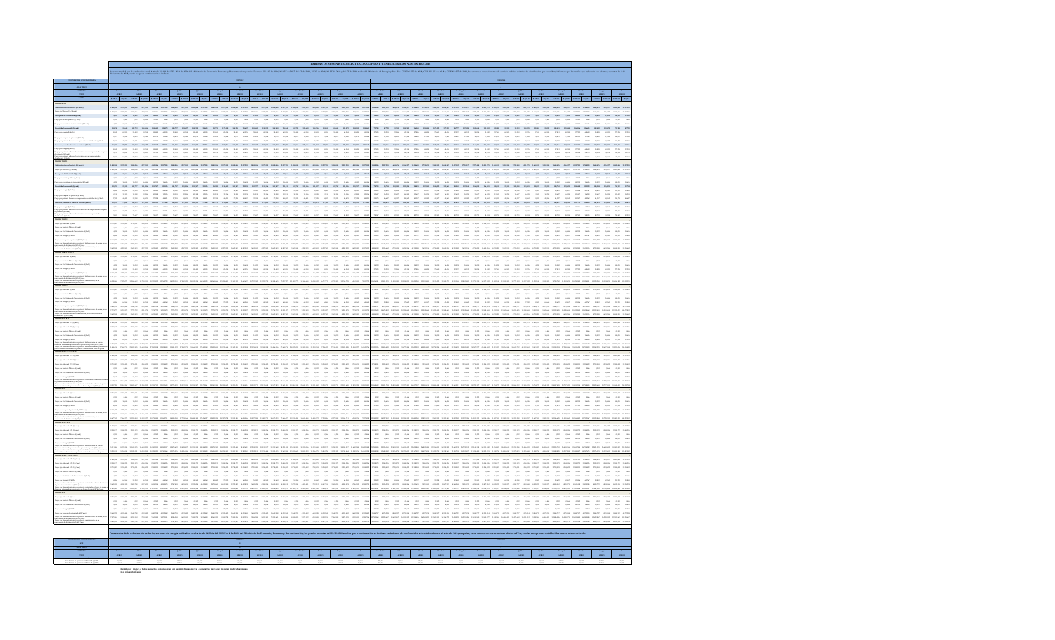|                                                                                                   |                                                                                                                                                                                                                                                                                                                                                                                                            | TARIFAS DE SUMINISTRO ELECTRICO COOPERATIVAS ELECTRICAS NOVIEMBRE 2018                                                                                                      |                                                                                                                                                                                                                                                                                                                                                                                                                                                                                                                                             |                                                                                                                                                           |                                                                           |                                                                                         |                                                                                                                                  |                                                        |                                                                                               |                                                                                                                                                                                                                                                                                                                                                                                                                                                                                                                                                                  |                                                                   |                                                                                                                                                     |                                                                                                                                                                                                                                                                                                                                                                           |                                                                     |                                                                                              |                                                       |                                                    |                                                             |                         |                                 |                              |  |  |  |  |  |
|---------------------------------------------------------------------------------------------------|------------------------------------------------------------------------------------------------------------------------------------------------------------------------------------------------------------------------------------------------------------------------------------------------------------------------------------------------------------------------------------------------------------|-----------------------------------------------------------------------------------------------------------------------------------------------------------------------------|---------------------------------------------------------------------------------------------------------------------------------------------------------------------------------------------------------------------------------------------------------------------------------------------------------------------------------------------------------------------------------------------------------------------------------------------------------------------------------------------------------------------------------------------|-----------------------------------------------------------------------------------------------------------------------------------------------------------|---------------------------------------------------------------------------|-----------------------------------------------------------------------------------------|----------------------------------------------------------------------------------------------------------------------------------|--------------------------------------------------------|-----------------------------------------------------------------------------------------------|------------------------------------------------------------------------------------------------------------------------------------------------------------------------------------------------------------------------------------------------------------------------------------------------------------------------------------------------------------------------------------------------------------------------------------------------------------------------------------------------------------------------------------------------------------------|-------------------------------------------------------------------|-----------------------------------------------------------------------------------------------------------------------------------------------------|---------------------------------------------------------------------------------------------------------------------------------------------------------------------------------------------------------------------------------------------------------------------------------------------------------------------------------------------------------------------------|---------------------------------------------------------------------|----------------------------------------------------------------------------------------------|-------------------------------------------------------|----------------------------------------------------|-------------------------------------------------------------|-------------------------|---------------------------------|------------------------------|--|--|--|--|--|
|                                                                                                   |                                                                                                                                                                                                                                                                                                                                                                                                            |                                                                                                                                                                             |                                                                                                                                                                                                                                                                                                                                                                                                                                                                                                                                             |                                                                                                                                                           |                                                                           |                                                                                         |                                                                                                                                  |                                                        |                                                                                               |                                                                                                                                                                                                                                                                                                                                                                                                                                                                                                                                                                  |                                                                   |                                                                                                                                                     |                                                                                                                                                                                                                                                                                                                                                                           |                                                                     |                                                                                              |                                                       |                                                    |                                                             |                         |                                 |                              |  |  |  |  |  |
|                                                                                                   |                                                                                                                                                                                                                                                                                                                                                                                                            |                                                                                                                                                                             |                                                                                                                                                                                                                                                                                                                                                                                                                                                                                                                                             |                                                                                                                                                           |                                                                           |                                                                                         |                                                                                                                                  |                                                        |                                                                                               |                                                                                                                                                                                                                                                                                                                                                                                                                                                                                                                                                                  |                                                                   |                                                                                                                                                     |                                                                                                                                                                                                                                                                                                                                                                           |                                                                     |                                                                                              |                                                       |                                                    |                                                             |                         |                                 |                              |  |  |  |  |  |
|                                                                                                   |                                                                                                                                                                                                                                                                                                                                                                                                            |                                                                                                                                                                             |                                                                                                                                                                                                                                                                                                                                                                                                                                                                                                                                             |                                                                                                                                                           |                                                                           |                                                                                         |                                                                                                                                  |                                                        |                                                                                               |                                                                                                                                                                                                                                                                                                                                                                                                                                                                                                                                                                  |                                                                   |                                                                                                                                                     |                                                                                                                                                                                                                                                                                                                                                                           |                                                                     |                                                                                              |                                                       |                                                    |                                                             |                         |                                 |                              |  |  |  |  |  |
|                                                                                                   |                                                                                                                                                                                                                                                                                                                                                                                                            |                                                                                                                                                                             |                                                                                                                                                                                                                                                                                                                                                                                                                                                                                                                                             |                                                                                                                                                           |                                                                           |                                                                                         |                                                                                                                                  |                                                        |                                                                                               |                                                                                                                                                                                                                                                                                                                                                                                                                                                                                                                                                                  |                                                                   |                                                                                                                                                     |                                                                                                                                                                                                                                                                                                                                                                           |                                                                     |                                                                                              |                                                       |                                                    |                                                             |                         |                                 |                              |  |  |  |  |  |
|                                                                                                   |                                                                                                                                                                                                                                                                                                                                                                                                            |                                                                                                                                                                             |                                                                                                                                                                                                                                                                                                                                                                                                                                                                                                                                             |                                                                                                                                                           |                                                                           |                                                                                         |                                                                                                                                  |                                                        |                                                                                               |                                                                                                                                                                                                                                                                                                                                                                                                                                                                                                                                                                  |                                                                   |                                                                                                                                                     |                                                                                                                                                                                                                                                                                                                                                                           |                                                                     |                                                                                              |                                                       |                                                    |                                                             |                         |                                 |                              |  |  |  |  |  |
|                                                                                                   |                                                                                                                                                                                                                                                                                                                                                                                                            |                                                                                                                                                                             |                                                                                                                                                                                                                                                                                                                                                                                                                                                                                                                                             |                                                                                                                                                           |                                                                           |                                                                                         |                                                                                                                                  |                                                        |                                                                                               |                                                                                                                                                                                                                                                                                                                                                                                                                                                                                                                                                                  |                                                                   |                                                                                                                                                     |                                                                                                                                                                                                                                                                                                                                                                           |                                                                     |                                                                                              |                                                       |                                                    |                                                             |                         |                                 |                              |  |  |  |  |  |
|                                                                                                   | 04 127,25 186,64 127,25 186,64 127,25                                                                                                                                                                                                                                                                                                                                                                      | $1.001/64 + 2.217,203$                                                                                                                                                      |                                                                                                                                                                                                                                                                                                                                                                                                                                                                                                                                             | 120,20                                                                                                                                                    | 1,680,044                                                                 |                                                                                         |                                                                                                                                  | 1,880,046                                              | 1,880,044                                                                                     | 220,20 144,4%                                                                                                                                                                                                                                                                                                                                                                                                                                                                                                                                                    | 1.054,827                                                         | 1296429                                                                                                                                             |                                                                                                                                                                                                                                                                                                                                                                           | 1437,007                                                            | 1.707,456<br>2.011.078                                                                       |                                                       |                                                    |                                                             |                         |                                 |                              |  |  |  |  |  |
|                                                                                                   | $\mathbf{u}_i\mathbf{m} = \mathbf{v}_i\mathbf{m} = \mathbf{u}_i\mathbf{m} = \mathbf{v}_i\mathbf{m} = \mathbf{u}_i\mathbf{m} = \mathbf{u}_i\mathbf{m} = \mathbf{u}_i\mathbf{m} = \mathbf{u}_i\mathbf{m} = \mathbf{u}_i\mathbf{m} = \mathbf{u}_i\mathbf{m} = \mathbf{u}_i\mathbf{m} = \mathbf{u}_i\mathbf{m} = \mathbf{u}_i\mathbf{m} = \mathbf{u}_i\mathbf{m} = \mathbf{u}_i\mathbf{m} = \mathbf{u}_i\math$ |                                                                                                                                                                             |                                                                                                                                                                                                                                                                                                                                                                                                                                                                                                                                             |                                                                                                                                                           |                                                                           |                                                                                         | 14,022 17,042 14,022 17,042 14,022 17,042 14,022 17,042                                                                          |                                                        |                                                                                               |                                                                                                                                                                                                                                                                                                                                                                                                                                                                                                                                                                  |                                                                   |                                                                                                                                                     | $\mathbf{14.423} \qquad \mathbf{17.342} \qquad \mathbf{14.333} \qquad \mathbf{17.343} \qquad \mathbf{17.343} \qquad \mathbf{18.431} \qquad \mathbf{17.341} \qquad \mathbf{17.343} \qquad \mathbf{17.343} \qquad \mathbf{17.345} \qquad \mathbf{17.342} \qquad \mathbf{17.343} \qquad \mathbf{17.345} \qquad \mathbf{17.346} \qquad \mathbf{17.345} \qquad \mathbf{17.346$ |                                                                     |                                                                                              |                                                       |                                                    | $14422 \qquad 17342 \qquad 14433 \qquad 17342 \qquad 14432$ | 17442                   |                                 |                              |  |  |  |  |  |
|                                                                                                   | $^{0,382}_{14,050}$<br>0,762 0,400<br>14,030 14,030                                                                                                                                                                                                                                                                                                                                                        | $\begin{array}{ccc} 0.04 & 0.02 & 0.04 \\ 0.08 & 0.03 & 0.08 \end{array}$<br>$\begin{array}{ccc} 0.99 & \phantom{000} & 0.408 \\ 0.09 & \phantom{000} & 16.098 \end{array}$ | $rac{6382}{14,020}$<br>$\frac{0.404}{16,026}$<br>$^{0,342}_{14,020}$                                                                                                                                                                                                                                                                                                                                                                                                                                                                        | $\frac{0.406}{10,406}$<br>$^{0,382}_{14,050}$<br>$\frac{0.244}{16 \mu m}$                                                                                 | $\frac{4382}{1489} = \frac{6488}{3688}$                                   | $^{0,202}_{34,020}$<br>$\frac{0.404}{16,456}$<br>$\frac{6002}{14470}$                   | $\frac{0.404}{10,0.76}$<br>$\begin{array}{c} 0.942 \\ 14,020 \end{array}$<br>$\frac{0.248}{20,0.96}$                             | $\frac{0.782}{16,020}$<br>$\frac{0.208}{16,876}$       | $^{4,342}_{14,830}$<br>$\begin{array}{c} 0.008 \\ 16.058 \end{array}$                         | $\begin{array}{cccc} 0.92 & . & 0.48 & . & 0.92 \\ 0.03 & . & 0.48 & . & 0.92 \\ \end{array}$<br>sum-                                                                                                                                                                                                                                                                                                                                                                                                                                                            |                                                                   | $\begin{array}{ccc} 0.048 & & 0.792 \\ 10.078 & & 14.050 \\ \end{array}$<br>$\frac{0.406}{10,476}$                                                  | $\frac{0.76}{16.06}$ = $\frac{0.86}{16.06}$                                                                                                                                                                                                                                                                                                                               | $^{4,342}_{14,830}$<br>$\frac{0.504}{16.676}$                       | $\begin{array}{ccc} 0.99 & 0.446 \\ 0.09 & 0.446 \end{array}$                                | $\frac{0.382}{14,020}$<br>$\frac{0.004}{10,026}$      | $\frac{4392}{14870}$<br>$\frac{0.408}{10,0.76}$    | 0,702<br>$\frac{0.204}{16,0\%}$<br>14,830                   | 4,302<br>to me.         | $\frac{0.504}{16,676}$<br>4,782 | $\alpha, \omega a$<br>$\sim$ |  |  |  |  |  |
|                                                                                                   | MCR 1000 MCN 1000 M00 MCN 1000 MCN 1000 MCN 900 MCN 1000 MCN 1000 MCN 1000 MCN 1000 MCN 1000 MCN 1000 MCN 1000 MCN                                                                                                                                                                                                                                                                                         |                                                                                                                                                                             |                                                                                                                                                                                                                                                                                                                                                                                                                                                                                                                                             |                                                                                                                                                           |                                                                           |                                                                                         |                                                                                                                                  |                                                        |                                                                                               |                                                                                                                                                                                                                                                                                                                                                                                                                                                                                                                                                                  |                                                                   |                                                                                                                                                     | для куп чем щен нам памя неда шеда надт шена нада пода нами памя нами нада нада нада неда неда                                                                                                                                                                                                                                                                            |                                                                     |                                                                                              |                                                       |                                                    |                                                             |                         | 125,444                         |                              |  |  |  |  |  |
| .<br>Parametria (h. 144                                                                           | $\begin{array}{ccc} 0.04 & 0.40 \\ 0.04 & 0.09 \\ 0.06 & 0.09 \end{array}$<br>$\begin{array}{c} 0.014 \\ 0.014 \\ 0.048 \end{array}$                                                                                                                                                                                                                                                                       | $\frac{1}{1000} = \frac{1}{1000}$<br>$\frac{9.49}{10.05}$<br>$\frac{49,354}{12,846}$                                                                                        | $\frac{9544}{10876}$<br>$\begin{array}{c} 0.374 \\ 12,048 \end{array}$<br>$\begin{array}{c} 15.66 \\ 10.879 \end{array}$                                                                                                                                                                                                                                                                                                                                                                                                                    | $\frac{d\mu}{d\mu}$<br>$\frac{10,40}{10,09}$<br>$\begin{array}{c} 0.014 \\ 0.014 \\ 0.048 \end{array}$                                                    | $\frac{9549}{16878}$<br>$\frac{\sigma_{\rm{NN}}}{100}$<br>$\frac{1}{100}$ | $\begin{array}{c} 0.04 \\ 0.04 \end{array}$<br>$\frac{9644}{10876}$                     | $\begin{array}{c} 0.334 \\ 12,048 \end{array}$<br>$\frac{10.449}{10.079}$<br>$\begin{array}{c} 0.35 \\ 0.35 \\ 0.04 \end{array}$ | $\frac{9649}{10878}$<br>$^{19,354}_{12,866}$           | $\frac{9549}{1089}$<br>$\frac{1}{12}$                                                         | $\frac{x}{u_0}$<br>$\begin{array}{ccc} \text{max} & \text{min} \\ \text{max} & \text{max} \end{array}$                                                                                                                                                                                                                                                                                                                                                                                                                                                           | $\begin{array}{c} -43.114 \\ -17,388 \end{array}$                 | $17,004$<br>$14,012$<br>$\frac{1}{12,500}$                                                                                                          | $\frac{17,04}{16,03} = \frac{17,04}{17,06}$                                                                                                                                                                                                                                                                                                                               | $\frac{10,074}{14,012}$<br>$\frac{6032}{17388}$                     | $\frac{nm}{nm}$<br>$\frac{a_{i}m}{v_{i}m}$                                                   | $\frac{97,967}{14,612}$<br>$\frac{48304}{17,388}$     | $\frac{12.249}{14.012}$<br>$\frac{a_{i}m}{a_{i}m}$ | $_{\rm HAB}^{\rm HAB}$<br>$\frac{1000}{1700}$               | $\frac{17,013}{14,012}$ | $\frac{68798}{17,388}$          |                              |  |  |  |  |  |
|                                                                                                   | 0.18<br>$n_{\rm BH}$<br>$\alpha$                                                                                                                                                                                                                                                                                                                                                                           | $_{mm}$<br>$\alpha$<br>$n \in \mathbb{N}$<br>12.57                                                                                                                          | $_{max}$<br>$_{max}$<br>ans.                                                                                                                                                                                                                                                                                                                                                                                                                                                                                                                | $\alpha$<br>$_{max}$<br>$\alpha$                                                                                                                          |                                                                           |                                                                                         |                                                                                                                                  |                                                        |                                                                                               | $n_{\rm IR}$<br>$\mathcal{L}$                                                                                                                                                                                                                                                                                                                                                                                                                                                                                                                                    | $_{\rm max}$<br>1000                                              | $\overline{a}$<br><b>NAME</b>                                                                                                                       | $_{max}$<br>0.68                                                                                                                                                                                                                                                                                                                                                          | $\frac{1}{2}$<br>3438                                               | $\mathbf{m}$<br>27.01                                                                        | 12.82                                                 | $_{max}$<br>12.00                                  | $\sim$<br>$\sim$                                            |                         |                                 |                              |  |  |  |  |  |
|                                                                                                   | $\mathbf{u}_i \mathbf{m} = \mathbf{u}_i \mathbf{m} = \mathbf{u}_i \mathbf{m} = \mathbf{u}_i \mathbf{m} = \mathbf{u}_i \mathbf{m} = \mathbf{u}_i \mathbf{m} = \mathbf{u}_i \mathbf{m} = \mathbf{u}_i \mathbf{m} = \mathbf{u}_i \mathbf{m} = \mathbf{u}_i \mathbf{m} = \mathbf{u}_i \mathbf{m} = \mathbf{u}_i \mathbf{m} = \mathbf{u}_i \mathbf{m}$<br><b>MAP</b>                                            | entra                                                                                                                                                                       | <b>MARY</b><br>entra<br>12.441                                                                                                                                                                                                                                                                                                                                                                                                                                                                                                              | 10,409<br>enzos                                                                                                                                           | <b>MAP</b><br><b>State</b>                                                | <b>MAP</b><br>0.354                                                                     | entra<br>mage<br>49,334                                                                                                          | 56,449                                                 |                                                                                               | $\pi\mu\alpha$                                                                                                                                                                                                                                                                                                                                                                                                                                                                                                                                                   |                                                                   |                                                                                                                                                     | тация вери вери тери тери вида вери вери вери терия видит вида веден вери<br>$37,661$<br><b>CASE</b>                                                                                                                                                                                                                                                                      | 46312                                                               | 45,500<br><b>NAT'L</b>                                                                       | 48,000                                                | 12241<br>42,179                                    | 10,000 170,275 182,500 183,076<br><b>STAN</b><br><b>COM</b> | 17,823                  |                                 |                              |  |  |  |  |  |
|                                                                                                   | $\frac{0.35}{20.02}$<br>$\begin{array}{ccc} 0.49 & = & 0.04 \\ 10.79 & = & 20.03 \end{array}$                                                                                                                                                                                                                                                                                                              | $\frac{m m}{n m} = \frac{m m}{n m}$<br>$\frac{m\omega}{m\tau\omega}$                                                                                                        |                                                                                                                                                                                                                                                                                                                                                                                                                                                                                                                                             | $\frac{d\mu}{d\mu}$                                                                                                                                       | $\frac{1000}{2000}$                                                       |                                                                                         |                                                                                                                                  |                                                        | $\begin{array}{c} 10,449 \\ 21,799 \end{array}$<br>$\frac{49334}{25893}$                      | $\begin{array}{cc} n m & n m \\ n m & n m \end{array}$<br>$_{\rm{max}}$                                                                                                                                                                                                                                                                                                                                                                                                                                                                                          | $\frac{4334}{3479}$                                               | $\frac{17,004}{29,224}$<br>$\frac{0.06}{\rm N/25}$                                                                                                  |                                                                                                                                                                                                                                                                                                                                                                           | $\frac{17374}{29324}$                                               |                                                                                              | $\frac{17,007}{29,204}$                               |                                                    |                                                             |                         |                                 |                              |  |  |  |  |  |
|                                                                                                   | 31,502<br>14270                                                                                                                                                                                                                                                                                                                                                                                            | 70,709                                                                                                                                                                      |                                                                                                                                                                                                                                                                                                                                                                                                                                                                                                                                             |                                                                                                                                                           |                                                                           |                                                                                         |                                                                                                                                  |                                                        |                                                                                               | 74,246                                                                                                                                                                                                                                                                                                                                                                                                                                                                                                                                                           |                                                                   |                                                                                                                                                     |                                                                                                                                                                                                                                                                                                                                                                           |                                                                     |                                                                                              |                                                       |                                                    |                                                             |                         |                                 |                              |  |  |  |  |  |
|                                                                                                   |                                                                                                                                                                                                                                                                                                                                                                                                            |                                                                                                                                                                             |                                                                                                                                                                                                                                                                                                                                                                                                                                                                                                                                             |                                                                                                                                                           |                                                                           |                                                                                         |                                                                                                                                  |                                                        |                                                                                               |                                                                                                                                                                                                                                                                                                                                                                                                                                                                                                                                                                  |                                                                   |                                                                                                                                                     |                                                                                                                                                                                                                                                                                                                                                                           |                                                                     |                                                                                              |                                                       |                                                    |                                                             |                         |                                 |                              |  |  |  |  |  |
| <b>CONTRACTOR</b>                                                                                 | nuo cua nuo cua nuo cua cua nuo cua nuo cua nuo cua nuo cua cua nuo cua nuo cua nuo cua nuo cua cua cua nuo cu                                                                                                                                                                                                                                                                                             |                                                                                                                                                                             |                                                                                                                                                                                                                                                                                                                                                                                                                                                                                                                                             |                                                                                                                                                           |                                                                           |                                                                                         |                                                                                                                                  |                                                        |                                                                                               |                                                                                                                                                                                                                                                                                                                                                                                                                                                                                                                                                                  |                                                                   |                                                                                                                                                     | $16423 \quad 17342 \quad 16423 \quad 17342 \quad 17342 \quad 18423 \quad 17343 \quad 16423 \quad 17342 \quad 18423 \quad 17342 \quad 16423 \quad 17342 \quad 16423 \quad 17342 \quad 16423 \quad 17343 \quad 17344 \quad 17345 \quad 17345 \quad 17345 \quad 17345 \quad 17345 \quad 17345 \quad 17345 \quad 17345 \quad 17345 \quad 1734$                                |                                                                     |                                                                                              |                                                       |                                                    |                                                             |                         |                                 |                              |  |  |  |  |  |
|                                                                                                   |                                                                                                                                                                                                                                                                                                                                                                                                            | $0.70\qquad -0.401$<br>same                                                                                                                                                 | 0,312<br>0,466<br>0,742<br>sem<br><b>State</b><br>14.076                                                                                                                                                                                                                                                                                                                                                                                                                                                                                    | 4,446<br>0,382<br>0,200<br>1000<br>14.020<br><b>State</b>                                                                                                 | 4,342<br>0,200<br>tazo<br><b>MAN</b>                                      | 4,782<br>0,406<br>0,392<br>14.020<br>sem                                                | 1,444<br>0,392<br>0.488<br>14mm<br>100                                                                                           | 0,742<br>0,466<br>14.630                               | $^{4,342}_{14,830}$<br>$-0.404$<br>$14,476$                                                   | 0,710<br>$\frac{0.406}{10,0.96}$<br>same                                                                                                                                                                                                                                                                                                                                                                                                                                                                                                                         | 0,762<br>1,444<br>same<br><b>State</b>                            | 0,342<br>$\frac{0.408}{10,0.98}$                                                                                                                    | 0,742<br>0,200<br>14.420                                                                                                                                                                                                                                                                                                                                                  | 0,392<br>0,200<br>14420                                             | 0,710<br>0,466<br>14.02                                                                      | 0,792<br>4,444                                        | 0,382<br>qass<br>14mm<br>$\frac{1}{2}$             | 0,342                                                       |                         |                                 |                              |  |  |  |  |  |
|                                                                                                   | наде нада наде нада наде нада наде нада                                                                                                                                                                                                                                                                                                                                                                    |                                                                                                                                                                             |                                                                                                                                                                                                                                                                                                                                                                                                                                                                                                                                             |                                                                                                                                                           |                                                                           |                                                                                         |                                                                                                                                  |                                                        | $10.50\,$ $ 10.15\,$ $ 10.50\,$ $ 10.15\,$                                                    |                                                                                                                                                                                                                                                                                                                                                                                                                                                                                                                                                                  |                                                                   |                                                                                                                                                     | 5,56 6,54 80,66 10,04 10,05 10,00 10,00 10,54 10,04 10,04 10,05 10,06 10,05 10,06                                                                                                                                                                                                                                                                                         |                                                                     |                                                                                              |                                                       |                                                    |                                                             |                         |                                 |                              |  |  |  |  |  |
| .<br>In the mangle (h/kmh)                                                                        | <b>ALM</b><br>14,340<br><b>ALDAM</b><br>$_{\rm 0.1h}$<br>13,208                                                                                                                                                                                                                                                                                                                                            | 14240<br><b>ALM</b><br>34,340<br><b>ALMS</b><br>$_{\rm 13.1\%}$                                                                                                             | <b>NOW</b><br>nates<br>46442                                                                                                                                                                                                                                                                                                                                                                                                                                                                                                                | 87,002<br>14,30<br>14249                                                                                                                                  | <b>Abin</b><br>54,560<br>54,240                                           | <b>ALMS</b><br>14240                                                                    | <b>N</b> 240<br><b>ALLIN</b><br>nation                                                                                           | 56240<br><b>TAXABLE</b>                                | <b>NAM</b><br>saw<br>$10008$                                                                  | 20,622<br>30,648<br>$_{\rm 14,246}$                                                                                                                                                                                                                                                                                                                                                                                                                                                                                                                              | <b>Auto</b><br>17,642<br>13,007                                   | $n \times n$<br>$-0.047$<br>$_{\rm 5,200}$                                                                                                          | 85,826<br><b>Curry</b>                                                                                                                                                                                                                                                                                                                                                    | 33447<br><b>AMIX</b>                                                | $M_1$ 6 $M_2$<br>40,620                                                                      | <b>Start</b><br>43,995                                | 4004<br>8720                                       | $_{max}$<br><b>KSAM</b>                                     | 53,479                  |                                 |                              |  |  |  |  |  |
|                                                                                                   | $\mu$<br>27.328<br><b>ALCO</b>                                                                                                                                                                                                                                                                                                                                                                             | $\frac{1}{2}$<br><b>ALCO</b><br>222                                                                                                                                         | 37,228                                                                                                                                                                                                                                                                                                                                                                                                                                                                                                                                      | ALC: Y<br>ALC:N                                                                                                                                           | $\mu$                                                                     | <b>TELES</b>                                                                            | ALC: Y                                                                                                                           | 17.326<br>ALC: Y                                       | $\frac{1}{2}$<br>$\overline{a}$                                                               | 20.176<br>$_{\rm{BAT}}$                                                                                                                                                                                                                                                                                                                                                                                                                                                                                                                                          | 0.85<br>0.262                                                     | 0.362<br>an war                                                                                                                                     | 0.202                                                                                                                                                                                                                                                                                                                                                                     |                                                                     | <b>ALC:</b>                                                                                  | 41.007                                                | 0.242                                              |                                                             |                         |                                 |                              |  |  |  |  |  |
| lan,<br><b>Common por soliva, .</b><br>Corgo por mergia (h <sub>a</sub> landa)<br>- - rendatadore | N.No.                                                                                                                                                                                                                                                                                                                                                                                                      |                                                                                                                                                                             | nates                                                                                                                                                                                                                                                                                                                                                                                                                                                                                                                                       |                                                                                                                                                           |                                                                           |                                                                                         |                                                                                                                                  | 44,569                                                 |                                                                                               | 29,922                                                                                                                                                                                                                                                                                                                                                                                                                                                                                                                                                           |                                                                   |                                                                                                                                                     |                                                                                                                                                                                                                                                                                                                                                                           |                                                                     |                                                                                              |                                                       |                                                    |                                                             |                         |                                 |                              |  |  |  |  |  |
|                                                                                                   | $\frac{1000}{1000}$<br>$\begin{array}{c} 14,300 \\ 23,304 \end{array}$<br>$\frac{44348}{34271}$                                                                                                                                                                                                                                                                                                            | $\frac{100}{100} = \frac{400}{100}$<br>$\frac{nm}{nm}$<br>$\frac{64,507}{24,271}$                                                                                           | $\frac{\rm NDSI}{20206}$                                                                                                                                                                                                                                                                                                                                                                                                                                                                                                                    | $\frac{16.267}{20,766}$<br>$\frac{w,m}{m,m}$<br>$\frac{44348}{34271}$                                                                                     | $\frac{438}{1425}$<br>$\frac{54,260}{26,796}$                             | $\frac{_{\rm N200}}{_{\rm 2070}}$<br>$\frac{64,507}{24,271}$<br>$\frac{54,200}{20,200}$ | $\frac{44349}{24371}$<br>$\frac{14240}{28396}$<br>$\frac{m \lambda \sigma}{m \lambda \tau \tau}$                                 | $\frac{N_c 34}{20,76}$<br>$_{\rm{max}}$                | $\begin{array}{c} 64,007 \\ 24,271 \end{array}$<br>$\frac{54,260}{20,296}$                    | $\frac{NAR}{N, 2H}$<br>$_{\rm 200}$                                                                                                                                                                                                                                                                                                                                                                                                                                                                                                                              | $\frac{40.428}{27,204}$<br>$\frac{37 \, \mu a \, 2}{32 \, \mu m}$ | $\frac{1079}{27594}$<br>$\frac{d/d^2}{32H}$                                                                                                         | $\frac{_{\rm{N,IR}}}{_{\rm{27,94}}}$<br>$\frac{47,028}{32,309}$                                                                                                                                                                                                                                                                                                           | $\begin{array}{c} 37,447 \\ 27,394 \end{array}$                     | $\frac{40,620}{32,349}$                                                                      | $\frac{M_{\rm BH}}{27,204}$                           | $\frac{37,720}{32,300}$                            |                                                             |                         |                                 |                              |  |  |  |  |  |
| <b>BATEATI</b>                                                                                    |                                                                                                                                                                                                                                                                                                                                                                                                            |                                                                                                                                                                             |                                                                                                                                                                                                                                                                                                                                                                                                                                                                                                                                             |                                                                                                                                                           |                                                                           |                                                                                         |                                                                                                                                  |                                                        |                                                                                               |                                                                                                                                                                                                                                                                                                                                                                                                                                                                                                                                                                  |                                                                   |                                                                                                                                                     |                                                                                                                                                                                                                                                                                                                                                                           |                                                                     |                                                                                              |                                                       |                                                    |                                                             |                         |                                 |                              |  |  |  |  |  |
|                                                                                                   | courts thanks reach thanks and                                                                                                                                                                                                                                                                                                                                                                             |                                                                                                                                                                             |                                                                                                                                                                                                                                                                                                                                                                                                                                                                                                                                             |                                                                                                                                                           |                                                                           |                                                                                         |                                                                                                                                  |                                                        |                                                                                               | THIS 12MAD 27MAD                                                                                                                                                                                                                                                                                                                                                                                                                                                                                                                                                 | 3234422                                                           | 323422                                                                                                                                              |                                                                                                                                                                                                                                                                                                                                                                           |                                                                     |                                                                                              |                                                       |                                                    |                                                             |                         |                                 |                              |  |  |  |  |  |
|                                                                                                   |                                                                                                                                                                                                                                                                                                                                                                                                            |                                                                                                                                                                             |                                                                                                                                                                                                                                                                                                                                                                                                                                                                                                                                             | $\label{eq:4} \eta_{\rm dN} = - \eta_{\rm cN} = - \eta_{\rm dN} = - \eta_{\rm cN} = - \eta_{\rm dN}$<br>$1689 = 1689 = 1689 = 1689 = 1689 = 1689 = 1689.$ | ---                                                                       | $0.702\ldots=0.406$<br>0,002<br>1409 1409<br>same.                                      | 0.486<br>0,444<br><b>Sum</b><br>16499 14230                                                                                      | 0,102<br>0,444<br><b>SEN DUN</b>                       | 4,912<br>$\begin{array}{c} 0.404 \\ 16.098 \\ 0.049 \\ 0.049 \end{array}$<br>14490            |                                                                                                                                                                                                                                                                                                                                                                                                                                                                                                                                                                  |                                                                   | $\begin{tabular}{lccccccccc} \bf 1459 & 1649 & 1649 & 1649 & 1649 & 1649 \\ \bf 1450 & 1649 & 1649 & 1649 & 1649 & 1649 \\ \end{tabular}$           |                                                                                                                                                                                                                                                                                                                                                                           | $\label{eq:4} 0.36 \qquad 0.06 \qquad 0.06 \qquad 0.02 \qquad 0.06$ | $0.792 - 0.446$                                                                              | 0,392<br>$\alpha_{\rm d}$<br>14,470                   | 0.792<br>0.488<br>14030<br><b>State</b>            | 0,742<br>0,444<br>ters term                                 | 4,742<br>14,030         | 0,500<br>14,4%                  |                              |  |  |  |  |  |
|                                                                                                   | $_{\rm star}$<br>$_{\rm N,200}$                                                                                                                                                                                                                                                                                                                                                                            | $_{\rm max}$<br>$_{\rm N200}$<br>$_{\rm N200}$                                                                                                                              | <b>N</b> 260                                                                                                                                                                                                                                                                                                                                                                                                                                                                                                                                |                                                                                                                                                           |                                                                           | $_{\text{M200}}$                                                                        |                                                                                                                                  | $_{\text{N20}}$<br><b>ALMA</b>                         | $_{\text{N202}}$                                                                              | $_{\rm{max}}$<br>$_{\rm 20,822}$                                                                                                                                                                                                                                                                                                                                                                                                                                                                                                                                 | $_{\rm max}$<br>$87 \mu s2$                                       | $_{\rm CO}$<br>$_{\rm H277}$                                                                                                                        | $_{\rm{N,IR}}$                                                                                                                                                                                                                                                                                                                                                            |                                                                     | $_{\text{M},\text{NL}}$                                                                      | <b>Main</b>                                           | $_{\rm 8720}$                                      |                                                             |                         |                                 |                              |  |  |  |  |  |
| .<br>Carlos companyole policy                                                                     | יסטוני מטומו מטומו מטומו מטומו מטומו מטומו מטומו מטומו מטומו מטומו מטומו מטומו מטומו מטומו מטומו מטומו מטו                                                                                                                                                                                                                                                                                                 |                                                                                                                                                                             |                                                                                                                                                                                                                                                                                                                                                                                                                                                                                                                                             |                                                                                                                                                           |                                                                           |                                                                                         |                                                                                                                                  | $2224, 222 - 9.201, 679 = 2.224, 222 = 9.201, 679$     |                                                                                               |                                                                                                                                                                                                                                                                                                                                                                                                                                                                                                                                                                  |                                                                   |                                                                                                                                                     | ותמור מתאר התמור המאור וממור התאר המאור המאור המאור וממור ומאור המאור המאור המאור התאר וממור המאור המאור המאור                                                                                                                                                                                                                                                            |                                                                     |                                                                                              |                                                       |                                                    |                                                             |                         |                                 |                              |  |  |  |  |  |
|                                                                                                   |                                                                                                                                                                                                                                                                                                                                                                                                            |                                                                                                                                                                             |                                                                                                                                                                                                                                                                                                                                                                                                                                                                                                                                             |                                                                                                                                                           |                                                                           |                                                                                         |                                                                                                                                  |                                                        |                                                                                               | 49,000 PA/CL SA/CL PA/AL                                                                                                                                                                                                                                                                                                                                                                                                                                                                                                                                         |                                                                   |                                                                                                                                                     |                                                                                                                                                                                                                                                                                                                                                                           |                                                                     |                                                                                              |                                                       |                                                    |                                                             |                         |                                 |                              |  |  |  |  |  |
| <b>BATHELL-THELL</b><br>of the Memoral (8/mm)                                                     | 1004127 100612 100612 100                                                                                                                                                                                                                                                                                                                                                                                  |                                                                                                                                                                             |                                                                                                                                                                                                                                                                                                                                                                                                                                                                                                                                             |                                                                                                                                                           |                                                                           |                                                                                         |                                                                                                                                  |                                                        |                                                                                               | 79,00 125,00 179,00                                                                                                                                                                                                                                                                                                                                                                                                                                                                                                                                              |                                                                   |                                                                                                                                                     |                                                                                                                                                                                                                                                                                                                                                                           |                                                                     |                                                                                              |                                                       |                                                    |                                                             |                         |                                 |                              |  |  |  |  |  |
|                                                                                                   | $\label{eq:4.1} \epsilon_{\rm d} m = -\epsilon_{\rm c} m = -\epsilon_{\rm d} m = -\epsilon_{\rm c} m = -\epsilon_{\rm d} m$                                                                                                                                                                                                                                                                                |                                                                                                                                                                             | $\alpha_{\rm d}$ and $\alpha_{\rm d}$                                                                                                                                                                                                                                                                                                                                                                                                                                                                                                       |                                                                                                                                                           |                                                                           |                                                                                         |                                                                                                                                  |                                                        |                                                                                               |                                                                                                                                                                                                                                                                                                                                                                                                                                                                                                                                                                  |                                                                   | $0.98\cdots 0.488\cdots 0.96\cdots 0.488\cdots 0.96\cdots 0.488$                                                                                    |                                                                                                                                                                                                                                                                                                                                                                           |                                                                     |                                                                                              |                                                       |                                                    |                                                             |                         |                                 |                              |  |  |  |  |  |
|                                                                                                   | 14.070<br>$\begin{array}{ccccccccc} 1648 & -1649 & -1688 & -1639 & -1688 \\ 0334 & -1649 & -0334 & -1649 & -0334 \end{array}$                                                                                                                                                                                                                                                                              | 14,030 14,4%<br>$_{\rm max}$                                                                                                                                                | sere<br>14,4%<br>14.030                                                                                                                                                                                                                                                                                                                                                                                                                                                                                                                     | <b>Sum</b><br>14,030<br><b>State</b>                                                                                                                      | 14492<br>$_{\rm max}^{\rm 16,88}$                                         | same.<br>14,456<br>140mm                                                                | 14,470<br>14,030<br><b>SLAW</b>                                                                                                  | 14.6%<br><b>State</b><br>$_{\rm{max}}$                 | $\begin{array}{c} 0.408 \\ 16.858 \\ 0.334 \end{array}$<br>14,000<br>$_{\rm{max}}$            |                                                                                                                                                                                                                                                                                                                                                                                                                                                                                                                                                                  |                                                                   | $\frac{20,020}{40,006}$                                                                                                                             | NOW NOW<br>$_{\rm 87,640}$                                                                                                                                                                                                                                                                                                                                                | 14430<br>14,4%<br>12.374                                            | same.<br>10,400<br>$_{\rm{NFR}}$                                                             | same.<br>14,470                                       | 14030<br>$_{\rm 500}$<br>$_{\rm{ann}}$             | 14.6%<br><b>State</b><br>$_{\rm{HAN}}$                      | 14,032                  |                                 |                              |  |  |  |  |  |
|                                                                                                   |                                                                                                                                                                                                                                                                                                                                                                                                            |                                                                                                                                                                             |                                                                                                                                                                                                                                                                                                                                                                                                                                                                                                                                             |                                                                                                                                                           |                                                                           |                                                                                         |                                                                                                                                  | ACRAIG SAWAY ACRAIG SAWAY                              | Arrests.                                                                                      |                                                                                                                                                                                                                                                                                                                                                                                                                                                                                                                                                                  |                                                                   |                                                                                                                                                     | .<br>There alread annual annual annual annual annual annual annual annual annual annual annual annual annual annual                                                                                                                                                                                                                                                       |                                                                     |                                                                                              |                                                       |                                                    |                                                             |                         |                                 |                              |  |  |  |  |  |
|                                                                                                   |                                                                                                                                                                                                                                                                                                                                                                                                            |                                                                                                                                                                             |                                                                                                                                                                                                                                                                                                                                                                                                                                                                                                                                             |                                                                                                                                                           |                                                                           |                                                                                         |                                                                                                                                  |                                                        |                                                                                               |                                                                                                                                                                                                                                                                                                                                                                                                                                                                                                                                                                  |                                                                   |                                                                                                                                                     |                                                                                                                                                                                                                                                                                                                                                                           |                                                                     |                                                                                              |                                                       |                                                    |                                                             |                         |                                 |                              |  |  |  |  |  |
| <b>FATEATI</b>                                                                                    |                                                                                                                                                                                                                                                                                                                                                                                                            |                                                                                                                                                                             |                                                                                                                                                                                                                                                                                                                                                                                                                                                                                                                                             |                                                                                                                                                           |                                                                           |                                                                                         |                                                                                                                                  |                                                        |                                                                                               |                                                                                                                                                                                                                                                                                                                                                                                                                                                                                                                                                                  |                                                                   |                                                                                                                                                     |                                                                                                                                                                                                                                                                                                                                                                           |                                                                     |                                                                                              |                                                       |                                                    |                                                             |                         |                                 |                              |  |  |  |  |  |
|                                                                                                   | 600 325602 275601 325602 275601<br>$_{\rm{max}}$<br>$_{0,\mathrm{NS}}$<br>$_{\rm 0.04}$                                                                                                                                                                                                                                                                                                                    | $_{\rm 4342}$<br>$_{\rm 0.00}$<br>$_{0,202}$<br>0, 206                                                                                                                      | 0,392                                                                                                                                                                                                                                                                                                                                                                                                                                                                                                                                       |                                                                                                                                                           |                                                                           |                                                                                         |                                                                                                                                  |                                                        | 4,392                                                                                         | 79,00 325,422 279,00<br>$_{\rm 0,406}$<br>4210                                                                                                                                                                                                                                                                                                                                                                                                                                                                                                                   | $_{0,962}$<br>$\epsilon_{\rm dbb}$                                | $_{\rm COG}$<br>$\alpha$                                                                                                                            | $_{0,90}$<br>$_{\rm gas}$                                                                                                                                                                                                                                                                                                                                                 | 4,942<br>$_{0.066}$                                                 |                                                                                              |                                                       |                                                    |                                                             |                         |                                 |                              |  |  |  |  |  |
|                                                                                                   | $\mathbf{u}_i \mathbf{w}_i = \mathbf{u}_i \mathbf{w}_i = \mathbf{u}_i \mathbf{w}_i = \mathbf{u}_i \mathbf{w}_i = \mathbf{u}_i \mathbf{w}_i = \mathbf{u}_i \mathbf{w}_i = \mathbf{u}_i \mathbf{w}_i = \mathbf{u}_i \mathbf{w}_i = \mathbf{u}_i \mathbf{w}_i = \mathbf{u}_i \mathbf{w}_i$                                                                                                                    |                                                                                                                                                                             |                                                                                                                                                                                                                                                                                                                                                                                                                                                                                                                                             | <b>SLAW</b><br>14,050                                                                                                                                     | Sum 1400 Sum                                                              | 14,030 14,4%<br>14,000                                                                  | 14,4%<br>14,030<br><b>SLAW</b>                                                                                                   | 14,430<br><b>SUN</b>                                   | $\begin{array}{c} 0.408 \\ 24,098 \\ 0.0789 \end{array}$<br>14,650                            |                                                                                                                                                                                                                                                                                                                                                                                                                                                                                                                                                                  |                                                                   | $14,00 \qquad 16,00 \qquad 14,00 \qquad 16,00 \qquad 14,00 \qquad 16,00$                                                                            |                                                                                                                                                                                                                                                                                                                                                                           | $14,000 \qquad 16,000 \qquad 14,000 \qquad 16,000 \qquad 14,000$    | 14,4%                                                                                        | 14,000<br>14,4%                                       | 14,030<br><b>SLAW</b>                              | sum sum                                                     | 14,050<br><b>State</b>  |                                 |                              |  |  |  |  |  |
|                                                                                                   | $_{\rm N,200}$                                                                                                                                                                                                                                                                                                                                                                                             | $_{\rm max}$<br>14,360                                                                                                                                                      |                                                                                                                                                                                                                                                                                                                                                                                                                                                                                                                                             |                                                                                                                                                           |                                                                           | <b>N</b>                                                                                |                                                                                                                                  |                                                        |                                                                                               | $_{\rm{max}}$ $ _{\rm{max}}$<br>$_{\rm 20,622}$                                                                                                                                                                                                                                                                                                                                                                                                                                                                                                                  | 87,002                                                            | $_{\rm CO}$<br>$_{\rm N237}$                                                                                                                        | 10,326<br>ותמום מתגום ומנחה מתוכן המנחה מתחום ומנחה מתוכן מתחום ומנחה ומנחה ומנחה מתחום מתמכן מתחום ומנחה מתוכן מבחום מת                                                                                                                                                                                                                                                  |                                                                     |                                                                                              |                                                       | $_{\rm 8720}$                                      |                                                             |                         |                                 |                              |  |  |  |  |  |
|                                                                                                   |                                                                                                                                                                                                                                                                                                                                                                                                            |                                                                                                                                                                             | $\label{eq:main} \text{case:} \quad \text{time:} \quad \text{time:} \quad \text{time:} \quad \text{time:} \quad \text{time:} \quad \text{time:} \quad \text{time:} \quad \text{time:} \quad \text{time:} \quad \text{time:} \quad \text{time:} \quad \text{time:} \quad \text{time:} \quad \text{time:} \quad \text{time:} \quad \text{time:} \quad \text{time:} \quad \text{time:} \quad \text{time:} \quad \text{time:} \quad \text{time:} \quad \text{time:} \quad \text{time:} \quad \text{time:} \quad \text{time:} \quad \text{time:$ |                                                                                                                                                           |                                                                           |                                                                                         |                                                                                                                                  |                                                        |                                                                                               | $\label{eq:10} \begin{minipage}{.4\linewidth} \begin{minipage}{.4\linewidth} \begin{minipage}{.4\linewidth} \begin{minipage}{.4\linewidth} \end{minipage} \begin{minipage}{.4\linewidth} \begin{minipage}{.4\linewidth} \end{minipage} \begin{minipage}{.4\linewidth} \end{minipage} \begin{minipage}{.4\linewidth} \begin{minipage}{.4\linewidth} \end{minipage} \begin{minipage}{.4\linewidth} \begin{minipage}{.4\linewidth} \end{minipage} \begin{minipage}{.4\linewidth} \end{minipage} \begin{minipage}{.4\linewidth} \begin{minipage}{.4\linewidth} \end$ |                                                                   |                                                                                                                                                     |                                                                                                                                                                                                                                                                                                                                                                           |                                                                     |                                                                                              |                                                       |                                                    |                                                             |                         |                                 |                              |  |  |  |  |  |
| <b>COL-ED.48</b>                                                                                  | THERE FROM ENGINE RESEA DAGNE RECENT DROM SHOW ON DRU                                                                                                                                                                                                                                                                                                                                                      |                                                                                                                                                                             |                                                                                                                                                                                                                                                                                                                                                                                                                                                                                                                                             |                                                                                                                                                           |                                                                           |                                                                                         |                                                                                                                                  |                                                        |                                                                                               | PROTES SAULE DEARS                                                                                                                                                                                                                                                                                                                                                                                                                                                                                                                                               |                                                                   |                                                                                                                                                     |                                                                                                                                                                                                                                                                                                                                                                           |                                                                     |                                                                                              |                                                       |                                                    |                                                             |                         |                                 |                              |  |  |  |  |  |
|                                                                                                   |                                                                                                                                                                                                                                                                                                                                                                                                            |                                                                                                                                                                             |                                                                                                                                                                                                                                                                                                                                                                                                                                                                                                                                             |                                                                                                                                                           |                                                                           |                                                                                         |                                                                                                                                  |                                                        |                                                                                               | <b>Middle 22720 14625</b>                                                                                                                                                                                                                                                                                                                                                                                                                                                                                                                                        |                                                                   |                                                                                                                                                     |                                                                                                                                                                                                                                                                                                                                                                           |                                                                     |                                                                                              |                                                       |                                                    |                                                             |                         |                                 |                              |  |  |  |  |  |
| come beneat Public of Card                                                                        |                                                                                                                                                                                                                                                                                                                                                                                                            |                                                                                                                                                                             | nass.<br>0.00 0.40                                                                                                                                                                                                                                                                                                                                                                                                                                                                                                                          | 0.382<br>0.486                                                                                                                                            | 6,392<br>0.408                                                            | 4,392<br>0.406<br>0.292                                                                 | $-1444$<br>0.792<br>naw                                                                                                          | 0.742<br>0.486                                         | 4,942                                                                                         |                                                                                                                                                                                                                                                                                                                                                                                                                                                                                                                                                                  | $-0.406$                                                          | 0.742 0.444                                                                                                                                         | 0.742<br>0.486                                                                                                                                                                                                                                                                                                                                                            | 4,292                                                               | 0.401<br>0.782                                                                               | <b>CALL</b><br>0.392                                  | 0.192                                              | 0.742                                                       | 4,992                   |                                 |                              |  |  |  |  |  |
|                                                                                                   | $\begin{array}{ccc} 0.92 & \ldots & 0.48 \\ 0.93 & \ldots & 0.68 \\ \end{array}$ Here<br>$\begin{array}{ccccccccc} 0.92 & -0.08 & -0.92 & -0.08 \\ & & 0.92 & -0.08 & -0.02 & -0.08 \\ \end{array}$                                                                                                                                                                                                        |                                                                                                                                                                             |                                                                                                                                                                                                                                                                                                                                                                                                                                                                                                                                             |                                                                                                                                                           |                                                                           |                                                                                         |                                                                                                                                  |                                                        | $\begin{array}{c} 0.008 \\ 24.078 \\ 0.076 \end{array}$                                       | $\begin{array}{ccc} 0.02 & 0.40 & 0.02 \\ 0.03 & 0.09 & 0.02 \\ \end{array}$                                                                                                                                                                                                                                                                                                                                                                                                                                                                                     |                                                                   |                                                                                                                                                     |                                                                                                                                                                                                                                                                                                                                                                           |                                                                     |                                                                                              |                                                       |                                                    |                                                             |                         |                                 |                              |  |  |  |  |  |
| present Emergian (R/MHS)                                                                          | man with their years what man with your year.                                                                                                                                                                                                                                                                                                                                                              |                                                                                                                                                                             | <b>MAP</b><br>$m_{12}$ $m_{22}$ $m_{23}$                                                                                                                                                                                                                                                                                                                                                                                                                                                                                                    | than<br><b>ARTIST</b>                                                                                                                                     | man<br>$-0.354$                                                           | <b>BAR</b><br>entra.<br>man.                                                            | anzo:<br>15,449                                                                                                                  | 10.449<br><b>COMPA</b>                                 | <b>MAIN</b>                                                                                   |                                                                                                                                                                                                                                                                                                                                                                                                                                                                                                                                                                  |                                                                   | $x_{100}$ $x_{120}$ $x_{230}$ $x_{230}$ $x_{231}$ $x_{240}$ $x_{250}$                                                                               | New Webs                                                                                                                                                                                                                                                                                                                                                                  | 12.374<br><b>SERVE</b>                                              | <b>NAT'L</b><br>49,300                                                                       | 37,507                                                | <b>ALCOHOL:</b>                                    | <b>MAN</b>                                                  |                         |                                 |                              |  |  |  |  |  |
|                                                                                                   |                                                                                                                                                                                                                                                                                                                                                                                                            |                                                                                                                                                                             |                                                                                                                                                                                                                                                                                                                                                                                                                                                                                                                                             |                                                                                                                                                           |                                                                           |                                                                                         |                                                                                                                                  |                                                        |                                                                                               |                                                                                                                                                                                                                                                                                                                                                                                                                                                                                                                                                                  |                                                                   |                                                                                                                                                     |                                                                                                                                                                                                                                                                                                                                                                           |                                                                     |                                                                                              |                                                       |                                                    |                                                             |                         |                                 |                              |  |  |  |  |  |
| 19. HELL-HELL-HELL                                                                                | ера 120,00 180,04 120,00 180,04 120,00                                                                                                                                                                                                                                                                                                                                                                     |                                                                                                                                                                             |                                                                                                                                                                                                                                                                                                                                                                                                                                                                                                                                             |                                                                                                                                                           |                                                                           |                                                                                         |                                                                                                                                  |                                                        |                                                                                               | 2020 22729 14625                                                                                                                                                                                                                                                                                                                                                                                                                                                                                                                                                 |                                                                   |                                                                                                                                                     |                                                                                                                                                                                                                                                                                                                                                                           |                                                                     |                                                                                              |                                                       |                                                    |                                                             |                         |                                 |                              |  |  |  |  |  |
|                                                                                                   | $104438 - 239537 - 104439$                                                                                                                                                                                                                                                                                                                                                                                 |                                                                                                                                                                             |                                                                                                                                                                                                                                                                                                                                                                                                                                                                                                                                             |                                                                                                                                                           |                                                                           |                                                                                         |                                                                                                                                  |                                                        |                                                                                               | 104,236                                                                                                                                                                                                                                                                                                                                                                                                                                                                                                                                                          |                                                                   |                                                                                                                                                     |                                                                                                                                                                                                                                                                                                                                                                           |                                                                     |                                                                                              |                                                       |                                                    |                                                             |                         |                                 |                              |  |  |  |  |  |
| or Fine Memoral ET& NATures                                                                       | $\begin{tabular}{cccc} \bf 14.09 & \bf 14.09 & \bf 14.00 & \bf 14.00 \\ \bf 14.00 & \bf 14.00 & \bf 14.00 & \bf 14.00 \\ \end{tabular}$<br>$_{\rm 0.00}$                                                                                                                                                                                                                                                   |                                                                                                                                                                             |                                                                                                                                                                                                                                                                                                                                                                                                                                                                                                                                             | 329,422 279,601 329,422 2716,001                                                                                                                          | 179,00<br>328,432                                                         | 3.254,422 2.718,000                                                                     | 3256422<br>329,422<br>2716201                                                                                                    | 3,756,000<br>3294,422                                  | 2718,001<br>323440<br>$^{430}$                                                                |                                                                                                                                                                                                                                                                                                                                                                                                                                                                                                                                                                  | $_{0.96}$                                                         | 78,00 3.25,02 2.75,00 3.25,02 2.75,00 3.25,02 2.75,00                                                                                               |                                                                                                                                                                                                                                                                                                                                                                           | 329422 279901 329422 279900                                         |                                                                                              | 3256422 270600<br>3234,422                            | 2,716,001<br>3236420                               | 3,756,000<br>3294,422                                       | 2758,000                |                                 |                              |  |  |  |  |  |
|                                                                                                   | 14,030<br><b>SUM</b>                                                                                                                                                                                                                                                                                                                                                                                       | 14,450<br>14,456                                                                                                                                                            | 14,010<br>14,4%<br>14.020                                                                                                                                                                                                                                                                                                                                                                                                                                                                                                                   | <b>DOW</b><br>14,050<br><b>State</b>                                                                                                                      | <b>MAN</b>                                                                | 14,070<br>34,456<br>same                                                                | 16,670<br>14030<br><b>SLAW</b>                                                                                                   | 14,450<br><b>State</b>                                 | $\begin{array}{c} 0.404 \\ 16.876 \\ 0.376 \end{array}$<br>14,650                             | $14,020$ 24,4%                                                                                                                                                                                                                                                                                                                                                                                                                                                                                                                                                   | 14,050 14,4%                                                      | 14,030<br><b>SGM</b>                                                                                                                                | 14.670<br><b>State</b>                                                                                                                                                                                                                                                                                                                                                    | 14492                                                               |                                                                                              | same                                                  |                                                    |                                                             |                         |                                 |                              |  |  |  |  |  |
| or Inergia (L/MO)                                                                                 | $_{\rm{max}}$<br>$_{\rm{max}}$<br>TAXE TANARI ISABAN ISABAN ISABAN ISABAN ISABAN ISAN ISA TANARI ISAB                                                                                                                                                                                                                                                                                                      |                                                                                                                                                                             |                                                                                                                                                                                                                                                                                                                                                                                                                                                                                                                                             |                                                                                                                                                           |                                                                           |                                                                                         |                                                                                                                                  |                                                        | 6204376 72070                                                                                 | $_{\rm{H,2D}}$<br>$\mathcal{D}/\mathcal{O}4$<br>040202 14327,000 11326,000 13716,000                                                                                                                                                                                                                                                                                                                                                                                                                                                                             |                                                                   |                                                                                                                                                     |                                                                                                                                                                                                                                                                                                                                                                           |                                                                     |                                                                                              |                                                       |                                                    |                                                             |                         |                                 |                              |  |  |  |  |  |
| <b>TELAST</b>                                                                                     |                                                                                                                                                                                                                                                                                                                                                                                                            |                                                                                                                                                                             |                                                                                                                                                                                                                                                                                                                                                                                                                                                                                                                                             |                                                                                                                                                           |                                                                           |                                                                                         |                                                                                                                                  |                                                        |                                                                                               |                                                                                                                                                                                                                                                                                                                                                                                                                                                                                                                                                                  |                                                                   |                                                                                                                                                     |                                                                                                                                                                                                                                                                                                                                                                           |                                                                     |                                                                                              |                                                       |                                                    |                                                             |                         |                                 |                              |  |  |  |  |  |
|                                                                                                   |                                                                                                                                                                                                                                                                                                                                                                                                            |                                                                                                                                                                             |                                                                                                                                                                                                                                                                                                                                                                                                                                                                                                                                             |                                                                                                                                                           |                                                                           |                                                                                         |                                                                                                                                  |                                                        |                                                                                               |                                                                                                                                                                                                                                                                                                                                                                                                                                                                                                                                                                  |                                                                   |                                                                                                                                                     |                                                                                                                                                                                                                                                                                                                                                                           |                                                                     |                                                                                              |                                                       |                                                    |                                                             |                         |                                 |                              |  |  |  |  |  |
|                                                                                                   |                                                                                                                                                                                                                                                                                                                                                                                                            | $0.448 \qquad 0.92 \qquad 0.448 \qquad 0.92 \qquad 0.448 \qquad 0.93 \qquad 0.95 \qquad 0.448 \qquad 0.932$                                                                 | <b>CALL</b><br>0.392                                                                                                                                                                                                                                                                                                                                                                                                                                                                                                                        | $-$ 0.4M<br>0.392<br>0.486                                                                                                                                | 6,792<br>0.408<br>4.250                                                   | 0.406<br>6282                                                                           | <b>CALL</b><br>0.192<br>naw                                                                                                      | 0.752<br>0.486                                         | 4,392                                                                                         |                                                                                                                                                                                                                                                                                                                                                                                                                                                                                                                                                                  |                                                                   | 020 040 020 040 020 040                                                                                                                             | 0.742<br>0.486                                                                                                                                                                                                                                                                                                                                                            | 6.292<br>0.000                                                      | 6392<br>0.406                                                                                | 0.392<br><b>CALL</b>                                  | 0.792<br>naw                                       | 0.752<br><b>CALL</b>                                        | 4,992                   |                                 |                              |  |  |  |  |  |
| gepor Inergia (L/MH)                                                                              | $\mathfrak{u}_i \mathfrak{m} = \mathfrak{u}_i \mathfrak{m} = \mathfrak{u}_i \mathfrak{m} = \mathfrak{u}_i \mathfrak{m} = \mathfrak{u}_i \mathfrak{m}.$<br>19.449                                                                                                                                                                                                                                           | $_{\rm H, SN}$<br>$19335 \qquad 29337 \qquad 19335 \qquad 29337 \qquad 19335 \qquad 29337 \qquad 19335$                                                                     | $_{\rm 1400}$<br>$_{\rm H, SN}$<br>man<br>$1000 - 1000 = 000$                                                                                                                                                                                                                                                                                                                                                                                                                                                                               | 16,429<br>essa                                                                                                                                            | - 10,449<br>$-0.354$                                                      | <b>MAIN</b><br>0.354<br>man                                                             | entra<br>man<br>et 204                                                                                                           | 56,449<br><b>COLL</b>                                  | $\begin{array}{c} 0.008 \\ 16.076 \\ 0.024 \end{array}$<br>$_{14\rm JN}$<br>$_{max}$          | $_{\rm HdW}$ $=$ $_{\rm HdW}$                                                                                                                                                                                                                                                                                                                                                                                                                                                                                                                                    | $_{\rm 14,050}$                                                   | $_{\rm 5, cm}$<br>$\mathcal{D}/68 \qquad \mathcal{D}/29 \qquad \mathcal{D}/39 \qquad \mathcal{D}/314 \qquad \mathcal{D}/396 \qquad \mathcal{D}/396$ | 37,660                                                                                                                                                                                                                                                                                                                                                                    | mass 12,274                                                         | $0012 - 3025$<br>40,300                                                                      | 37,007<br>48,505                                      | 12,249<br>43,176                                   | $_{\rm HAM}$<br><b>AND</b>                                  |                         |                                 |                              |  |  |  |  |  |
|                                                                                                   |                                                                                                                                                                                                                                                                                                                                                                                                            |                                                                                                                                                                             | CENTROL TABLET CONTROL                                                                                                                                                                                                                                                                                                                                                                                                                                                                                                                      |                                                                                                                                                           |                                                                           | 149,47 449,92                                                                           |                                                                                                                                  |                                                        | 1434,677                                                                                      |                                                                                                                                                                                                                                                                                                                                                                                                                                                                                                                                                                  |                                                                   |                                                                                                                                                     | $\label{eq:2.1} \text{LMMSE} = \text{LMMSE} - \text{LMMSE}$                                                                                                                                                                                                                                                                                                               |                                                                     | assers annou assers amou                                                                     |                                                       |                                                    |                                                             |                         |                                 |                              |  |  |  |  |  |
|                                                                                                   | .<br>Все насло након назыв ватум ватом влизи нацие ватом внем ванно ванны воказ ватом ватом вашле насло вывом ватом ватом ватом ватом гло                                                                                                                                                                                                                                                                  |                                                                                                                                                                             |                                                                                                                                                                                                                                                                                                                                                                                                                                                                                                                                             |                                                                                                                                                           |                                                                           |                                                                                         |                                                                                                                                  |                                                        |                                                                                               |                                                                                                                                                                                                                                                                                                                                                                                                                                                                                                                                                                  |                                                                   |                                                                                                                                                     | .<br>TOTA BATAN ILEUTA INITAN ILINLER INDIAN BUNAN ILEUNE ILEUNE INIUNE ILEUN BUNAN ILEUNE INDUNE INIULIA BUNAN ILEUNE INDUNE INDUNE                                                                                                                                                                                                                                      |                                                                     |                                                                                              |                                                       |                                                    |                                                             |                         |                                 |                              |  |  |  |  |  |
|                                                                                                   |                                                                                                                                                                                                                                                                                                                                                                                                            |                                                                                                                                                                             |                                                                                                                                                                                                                                                                                                                                                                                                                                                                                                                                             |                                                                                                                                                           |                                                                           |                                                                                         |                                                                                                                                  |                                                        |                                                                                               |                                                                                                                                                                                                                                                                                                                                                                                                                                                                                                                                                                  |                                                                   |                                                                                                                                                     |                                                                                                                                                                                                                                                                                                                                                                           |                                                                     |                                                                                              |                                                       |                                                    |                                                             |                         |                                 |                              |  |  |  |  |  |
| o Fije Memaal ATJ (8/wes)                                                                         |                                                                                                                                                                                                                                                                                                                                                                                                            |                                                                                                                                                                             |                                                                                                                                                                                                                                                                                                                                                                                                                                                                                                                                             | $104438$ $2.08373$ $3044328$                                                                                                                              | 344,236                                                                   | 2.896,173 3.044,326 2.896,173                                                           | 3044326<br>3.044,226                                                                                                             | 2.896379 3.044.204                                     | 2000273 30442                                                                                 |                                                                                                                                                                                                                                                                                                                                                                                                                                                                                                                                                                  |                                                                   |                                                                                                                                                     |                                                                                                                                                                                                                                                                                                                                                                           |                                                                     |                                                                                              | 3.046,236 2.304,173<br>3064226                        | 2356273 3.044.236                                  | 3.044,204                                                   |                         |                                 |                              |  |  |  |  |  |
|                                                                                                   | $\begin{tabular}{lcccc} \hline & 0.942 & & 0.404 & \\ & 0.942 & & 0.404 & \\ & 14,020 & & 16,028 & \\ \hline \end{tabular}$<br>$\frac{0.488}{10,426}$<br>14,030                                                                                                                                                                                                                                            | $\begin{array}{ccc} 0.02 & 0.08 \\ 0.02 & 0.08 \\ \end{array}$<br>$^{4,242}$<br>14,650<br>14,494                                                                            | 6392<br>14,010<br>14,4%<br>14,020                                                                                                                                                                                                                                                                                                                                                                                                                                                                                                           | <b>DOW</b><br>14,050<br><b>State</b>                                                                                                                      | <b>MAN</b>                                                                | same<br>14,070<br>14,4%                                                                 | $_{\rm gas}$<br>$_{\rm 500}$<br>16,696<br>14,030                                                                                 | 14,450<br><b>SUM</b>                                   | $\frac{4392}{14470}$                                                                          | $\begin{array}{ccccccccc} 0.00 & 0.00 & 0.00 & 0.00 & \ldots \\ 0.00 & 0.00 & 0.00 & 0.00 & \ldots \\ 0.00 & 0.000 & 0.000 & 0.000 & \ldots \end{array}$                                                                                                                                                                                                                                                                                                                                                                                                         |                                                                   | <b>SUM</b><br>14,030                                                                                                                                | 14,450<br><b>SUM</b>                                                                                                                                                                                                                                                                                                                                                      | 14,650<br>14,4%                                                     | 14,030<br><b>MARK</b>                                                                        | 14,090<br>14,419                                      | 14,030<br><b>Sum</b>                               | <b>HAND</b>                                                 |                         |                                 |                              |  |  |  |  |  |
|                                                                                                   | $_{\rm{600}}$                                                                                                                                                                                                                                                                                                                                                                                              |                                                                                                                                                                             |                                                                                                                                                                                                                                                                                                                                                                                                                                                                                                                                             |                                                                                                                                                           |                                                                           |                                                                                         |                                                                                                                                  |                                                        | $\begin{array}{c} 0.408 \\ 16,098 \\ 0.039 \\ 0.0399 \end{array}$<br>$\overline{\phantom{a}}$ | $_{\rm 20,622}$<br>$_{\rm max}$                                                                                                                                                                                                                                                                                                                                                                                                                                                                                                                                  |                                                                   |                                                                                                                                                     |                                                                                                                                                                                                                                                                                                                                                                           |                                                                     |                                                                                              |                                                       |                                                    |                                                             |                         |                                 |                              |  |  |  |  |  |
|                                                                                                   | TAR DESIGN TEAMS TEAMS TRANSIT DESIGNERS WALL                                                                                                                                                                                                                                                                                                                                                              | 13.474.672                                                                                                                                                                  |                                                                                                                                                                                                                                                                                                                                                                                                                                                                                                                                             |                                                                                                                                                           |                                                                           |                                                                                         |                                                                                                                                  |                                                        | assesses                                                                                      |                                                                                                                                                                                                                                                                                                                                                                                                                                                                                                                                                                  | 24,000 25,15,140 22,421,000 24,600,412                            |                                                                                                                                                     |                                                                                                                                                                                                                                                                                                                                                                           |                                                                     |                                                                                              |                                                       |                                                    |                                                             |                         |                                 |                              |  |  |  |  |  |
| <b>BAATEL: ATEL: ATE</b>                                                                          |                                                                                                                                                                                                                                                                                                                                                                                                            |                                                                                                                                                                             |                                                                                                                                                                                                                                                                                                                                                                                                                                                                                                                                             |                                                                                                                                                           |                                                                           |                                                                                         |                                                                                                                                  |                                                        |                                                                                               |                                                                                                                                                                                                                                                                                                                                                                                                                                                                                                                                                                  |                                                                   |                                                                                                                                                     |                                                                                                                                                                                                                                                                                                                                                                           |                                                                     |                                                                                              |                                                       |                                                    |                                                             |                         |                                 |                              |  |  |  |  |  |
| FijeMensaal ATL2 (h) nes                                                                          |                                                                                                                                                                                                                                                                                                                                                                                                            |                                                                                                                                                                             |                                                                                                                                                                                                                                                                                                                                                                                                                                                                                                                                             |                                                                                                                                                           |                                                                           |                                                                                         |                                                                                                                                  |                                                        |                                                                                               |                                                                                                                                                                                                                                                                                                                                                                                                                                                                                                                                                                  |                                                                   |                                                                                                                                                     |                                                                                                                                                                                                                                                                                                                                                                           |                                                                     |                                                                                              |                                                       |                                                    |                                                             |                         |                                 |                              |  |  |  |  |  |
|                                                                                                   |                                                                                                                                                                                                                                                                                                                                                                                                            | $1234, 63 \quad 278, 60 \quad 324, 63 \quad 276, 60 \quad 324, 63 \quad 276, 60 \quad 324, 63$                                                                              |                                                                                                                                                                                                                                                                                                                                                                                                                                                                                                                                             |                                                                                                                                                           |                                                                           |                                                                                         |                                                                                                                                  | 235023 246029 235025 246026 235025 2460                | 2718,001                                                                                      |                                                                                                                                                                                                                                                                                                                                                                                                                                                                                                                                                                  |                                                                   |                                                                                                                                                     | THERE RELEAS THERE RELEAS THERE RELEAS THERE THERE THERE THERE THERE THERE THERE THERE THERE IN A 1990 THE                                                                                                                                                                                                                                                                |                                                                     |                                                                                              |                                                       |                                                    | 3.044.204                                                   |                         |                                 |                              |  |  |  |  |  |
|                                                                                                   | 020 040<br><b>State</b>                                                                                                                                                                                                                                                                                                                                                                                    | $0.92 \qquad 0.06 \qquad 0.99 \qquad 0.06 \qquad 0.06 \qquad 0.90 \qquad 0.06 \qquad 0.992$<br>same.<br>14.00<br>16.056                                                     | 4,444<br>0.742 0.444<br>sens<br><b>Learn</b><br>$14.0\%$                                                                                                                                                                                                                                                                                                                                                                                                                                                                                    | 0,90 0,446<br>200<br>14.000<br>1000                                                                                                                       | $a_1m a_2 \cdots a_4m \cdots a_1m a_2 \cdots a_4m.$<br>tam.               | 0202 0,466<br>10000<br>16.05<br><b>sem</b>                                              | cro cas<br><b>LLON</b>                                                                                                           | 0,312<br>C.MA                                          | 4,942<br>$\begin{array}{c} 0.014 \\ 0.078 \end{array}$                                        | same.                                                                                                                                                                                                                                                                                                                                                                                                                                                                                                                                                            |                                                                   | $0.792 \qquad 0.406 \qquad 0.792 \qquad 0.406 \qquad 0.792 \qquad 0.406$<br><b>Link</b>                                                             | 14.420<br>1000                                                                                                                                                                                                                                                                                                                                                            | <b>LLESS</b><br>16.676                                              | $0.792 \qquad 0.406 \qquad 0.792 \qquad 0.406 \qquad 0.792 \qquad 0.406$<br>1000<br>$16.6\%$ | $0.92 - 0.04 - 0.92$<br><b>MARK</b><br><b>Section</b> | 0.486<br><b>Long</b><br>200                        | 0,742<br>u.co<br>$\sim$                                     | 0.84 0.92               | <b>GAM</b><br>6382              | 0.446                        |  |  |  |  |  |
|                                                                                                   | $_{\rm H, eff}$<br>14,000<br><b>N.2HP</b><br>44,549<br>14,340                                                                                                                                                                                                                                                                                                                                              | $_{\rm 100}$<br>54240<br>14,549                                                                                                                                             |                                                                                                                                                                                                                                                                                                                                                                                                                                                                                                                                             |                                                                                                                                                           | $_{\rm 16,076}$                                                           |                                                                                         | 16,676<br>$_{\rm{max}}$<br><b>SLOW</b>                                                                                           | $_{\text{max}}$<br>$_{\rm 50,000}$<br>54,260<br>14,500 | 14,650<br>54,260<br><b>AGN</b>                                                                | $_{\rm 16,85}$ $-$ 14,00<br>$20,027$ $-20,008$ $-40,408$                                                                                                                                                                                                                                                                                                                                                                                                                                                                                                         | <b>Sum</b><br>57,662                                              | $_{\rm 500}$                                                                                                                                        |                                                                                                                                                                                                                                                                                                                                                                           |                                                                     |                                                                                              |                                                       |                                                    |                                                             |                         |                                 |                              |  |  |  |  |  |
|                                                                                                   |                                                                                                                                                                                                                                                                                                                                                                                                            |                                                                                                                                                                             |                                                                                                                                                                                                                                                                                                                                                                                                                                                                                                                                             |                                                                                                                                                           |                                                                           |                                                                                         |                                                                                                                                  |                                                        |                                                                                               |                                                                                                                                                                                                                                                                                                                                                                                                                                                                                                                                                                  |                                                                   |                                                                                                                                                     |                                                                                                                                                                                                                                                                                                                                                                           |                                                                     |                                                                                              |                                                       |                                                    |                                                             |                         |                                 |                              |  |  |  |  |  |
| <b>ETA ATT</b>                                                                                    |                                                                                                                                                                                                                                                                                                                                                                                                            |                                                                                                                                                                             |                                                                                                                                                                                                                                                                                                                                                                                                                                                                                                                                             |                                                                                                                                                           |                                                                           |                                                                                         |                                                                                                                                  |                                                        |                                                                                               |                                                                                                                                                                                                                                                                                                                                                                                                                                                                                                                                                                  |                                                                   |                                                                                                                                                     |                                                                                                                                                                                                                                                                                                                                                                           |                                                                     |                                                                                              |                                                       |                                                    |                                                             |                         |                                 |                              |  |  |  |  |  |
|                                                                                                   | 3.234.422                                                                                                                                                                                                                                                                                                                                                                                                  |                                                                                                                                                                             |                                                                                                                                                                                                                                                                                                                                                                                                                                                                                                                                             |                                                                                                                                                           |                                                                           |                                                                                         |                                                                                                                                  |                                                        |                                                                                               |                                                                                                                                                                                                                                                                                                                                                                                                                                                                                                                                                                  |                                                                   |                                                                                                                                                     |                                                                                                                                                                                                                                                                                                                                                                           |                                                                     |                                                                                              |                                                       |                                                    |                                                             |                         |                                 |                              |  |  |  |  |  |
|                                                                                                   | NAM NAM                                                                                                                                                                                                                                                                                                                                                                                                    | $\begin{array}{ccccccccc} 0.98 & -0.88 & -0.99 & -0.88 & -0.99 & -0.88 \\ \end{array}$<br>$\begin{array}{ccccccccc} 0.98 & -0.88 & -0.99 & -0.88 & -0.88 \\ \end{array}$    | same.<br>14,479<br>same.                                                                                                                                                                                                                                                                                                                                                                                                                                                                                                                    | <b>Sum</b><br>14,030                                                                                                                                      |                                                                           |                                                                                         |                                                                                                                                  | 14,450<br><b>State</b>                                 | $\begin{array}{c} 0.408 \\ 16.876 \end{array}$<br>14,000                                      | $\frac{0.486}{10,456}$<br>14,450                                                                                                                                                                                                                                                                                                                                                                                                                                                                                                                                 | 14,000<br>14,479                                                  |                                                                                                                                                     |                                                                                                                                                                                                                                                                                                                                                                           |                                                                     |                                                                                              |                                                       |                                                    |                                                             |                         |                                 |                              |  |  |  |  |  |
|                                                                                                   |                                                                                                                                                                                                                                                                                                                                                                                                            |                                                                                                                                                                             |                                                                                                                                                                                                                                                                                                                                                                                                                                                                                                                                             |                                                                                                                                                           |                                                                           |                                                                                         |                                                                                                                                  |                                                        |                                                                                               | $_{\rm max}$                                                                                                                                                                                                                                                                                                                                                                                                                                                                                                                                                     |                                                                   |                                                                                                                                                     |                                                                                                                                                                                                                                                                                                                                                                           |                                                                     |                                                                                              |                                                       |                                                    |                                                             |                         |                                 |                              |  |  |  |  |  |
|                                                                                                   | 4.535,442                                                                                                                                                                                                                                                                                                                                                                                                  |                                                                                                                                                                             |                                                                                                                                                                                                                                                                                                                                                                                                                                                                                                                                             |                                                                                                                                                           |                                                                           |                                                                                         |                                                                                                                                  |                                                        | 1448208                                                                                       | 4.179,214                                                                                                                                                                                                                                                                                                                                                                                                                                                                                                                                                        |                                                                   |                                                                                                                                                     |                                                                                                                                                                                                                                                                                                                                                                           |                                                                     |                                                                                              |                                                       |                                                    |                                                             |                         |                                 |                              |  |  |  |  |  |
|                                                                                                   |                                                                                                                                                                                                                                                                                                                                                                                                            |                                                                                                                                                                             |                                                                                                                                                                                                                                                                                                                                                                                                                                                                                                                                             |                                                                                                                                                           |                                                                           |                                                                                         |                                                                                                                                  |                                                        |                                                                                               |                                                                                                                                                                                                                                                                                                                                                                                                                                                                                                                                                                  |                                                                   |                                                                                                                                                     |                                                                                                                                                                                                                                                                                                                                                                           |                                                                     |                                                                                              |                                                       |                                                    |                                                             |                         |                                 |                              |  |  |  |  |  |
|                                                                                                   |                                                                                                                                                                                                                                                                                                                                                                                                            |                                                                                                                                                                             |                                                                                                                                                                                                                                                                                                                                                                                                                                                                                                                                             |                                                                                                                                                           |                                                                           |                                                                                         |                                                                                                                                  |                                                        |                                                                                               |                                                                                                                                                                                                                                                                                                                                                                                                                                                                                                                                                                  |                                                                   |                                                                                                                                                     |                                                                                                                                                                                                                                                                                                                                                                           |                                                                     |                                                                                              |                                                       |                                                    |                                                             |                         |                                 |                              |  |  |  |  |  |
|                                                                                                   |                                                                                                                                                                                                                                                                                                                                                                                                            |                                                                                                                                                                             |                                                                                                                                                                                                                                                                                                                                                                                                                                                                                                                                             |                                                                                                                                                           |                                                                           |                                                                                         |                                                                                                                                  |                                                        |                                                                                               |                                                                                                                                                                                                                                                                                                                                                                                                                                                                                                                                                                  |                                                                   |                                                                                                                                                     |                                                                                                                                                                                                                                                                                                                                                                           |                                                                     |                                                                                              |                                                       |                                                    |                                                             |                         |                                 |                              |  |  |  |  |  |
|                                                                                                   |                                                                                                                                                                                                                                                                                                                                                                                                            |                                                                                                                                                                             |                                                                                                                                                                                                                                                                                                                                                                                                                                                                                                                                             |                                                                                                                                                           |                                                                           |                                                                                         |                                                                                                                                  |                                                        |                                                                                               |                                                                                                                                                                                                                                                                                                                                                                                                                                                                                                                                                                  |                                                                   |                                                                                                                                                     |                                                                                                                                                                                                                                                                                                                                                                           |                                                                     |                                                                                              |                                                       |                                                    |                                                             |                         |                                 |                              |  |  |  |  |  |
|                                                                                                   |                                                                                                                                                                                                                                                                                                                                                                                                            |                                                                                                                                                                             |                                                                                                                                                                                                                                                                                                                                                                                                                                                                                                                                             |                                                                                                                                                           |                                                                           |                                                                                         |                                                                                                                                  |                                                        |                                                                                               |                                                                                                                                                                                                                                                                                                                                                                                                                                                                                                                                                                  |                                                                   |                                                                                                                                                     |                                                                                                                                                                                                                                                                                                                                                                           |                                                                     |                                                                                              |                                                       |                                                    |                                                             |                         |                                 |                              |  |  |  |  |  |
|                                                                                                   |                                                                                                                                                                                                                                                                                                                                                                                                            |                                                                                                                                                                             |                                                                                                                                                                                                                                                                                                                                                                                                                                                                                                                                             |                                                                                                                                                           |                                                                           |                                                                                         |                                                                                                                                  |                                                        |                                                                                               |                                                                                                                                                                                                                                                                                                                                                                                                                                                                                                                                                                  |                                                                   |                                                                                                                                                     |                                                                                                                                                                                                                                                                                                                                                                           |                                                                     |                                                                                              |                                                       |                                                    |                                                             |                         |                                 |                              |  |  |  |  |  |

Para clientes en opciones tarifarias AT (\$/kWh) **PRECIOS DE ENERGÍA** Para clientes en opciones tarifarias BT (\$/kWh) **TIPO** 48,682 54,260 54,260 25,922 48,456 53,737 53,528 54,260 54,260 54,260 54,260 54,260 54,260 54,260 54,260 54,260 54,260 53,447 50,941 53,441 48,504 53,503 53,670 53,586 50,890 25,922 58,449 58,449 58,449 58,449 58,449 52,441 58,449 58,449 58,449 58,449 58,449 58,449 58,449 27,924 52,196 57,886 57,661 57,574 54,874 57,567 52,249 57,634 57,813 57,723 54,819 27,924 **AÉREO AÉREO AÉREO AÉREO AÉREO AÉREO AÉREO AÉREO AÉREO AÉREO AÉREO AÉREO AÉREO AÉREO AÉREO AÉREO AÉREO AÉREO AÉREO AÉREO AÉREO AÉREO AÉREO AÉREO AÉREO AÉREO**

**El simbolo \* indica a todas aquellas comunas que son suministradas por la Cooperativa pero que no estan individualizadas en el pliego tarifario**